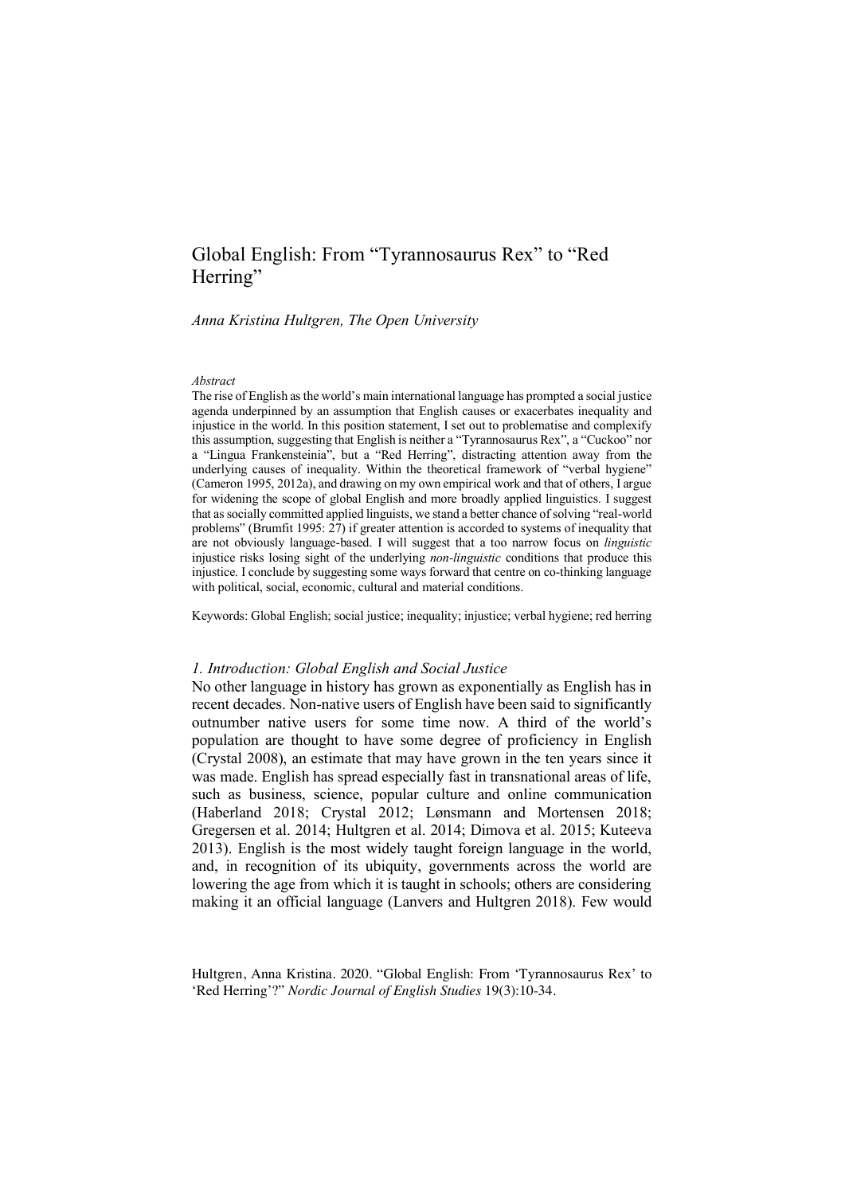# Global English: From "Tyrannosaurus Rex" to "Red Herring"

*Anna Kristina Hultgren, The Open University*

*Abstract*

The rise of English as the world's main international language has prompted a social justice agenda underpinned by an assumption that English causes or exacerbates inequality and injustice in the world. In this position statement, I set out to problematise and complexify this assumption, suggesting that English is neither a "Tyrannosaurus Rex", a "Cuckoo" nor a "Lingua Frankensteinia", but a "Red Herring", distracting attention away from the underlying causes of inequality. Within the theoretical framework of "verbal hygiene" (Cameron 1995, 2012a), and drawing on my own empirical work and that of others, I argue for widening the scope of global English and more broadly applied linguistics. I suggest that as socially committed applied linguists, we stand a better chance of solving "real-world problems" (Brumfit 1995: 27) if greater attention is accorded to systems of inequality that are not obviously language-based. I will suggest that a too narrow focus on *linguistic* injustice risks losing sight of the underlying *non-linguistic* conditions that produce this injustice. I conclude by suggesting some ways forward that centre on co-thinking language with political, social, economic, cultural and material conditions.

Keywords: Global English; social justice; inequality; injustice; verbal hygiene; red herring

## *1. Introduction: Global English and Social Justice*

No other language in history has grown as exponentially as English has in recent decades. Non-native users of English have been said to significantly outnumber native users for some time now. A third of the world's population are thought to have some degree of proficiency in English (Crystal 2008), an estimate that may have grown in the ten years since it was made. English has spread especially fast in transnational areas of life, such as business, science, popular culture and online communication (Haberland 2018; Crystal 2012; Lønsmann and Mortensen 2018; Gregersen et al. 2014; Hultgren et al. 2014; Dimova et al. 2015; Kuteeva 2013). English is the most widely taught foreign language in the world, and, in recognition of its ubiquity, governments across the world are lowering the age from which it is taught in schools; others are considering making it an official language (Lanvers and Hultgren 2018). Few would

Hultgren, Anna Kristina. 2020. "Global English: From 'Tyrannosaurus Rex' to 'Red Herring'?" *Nordic Journal of English Studies* 19(3):10-34.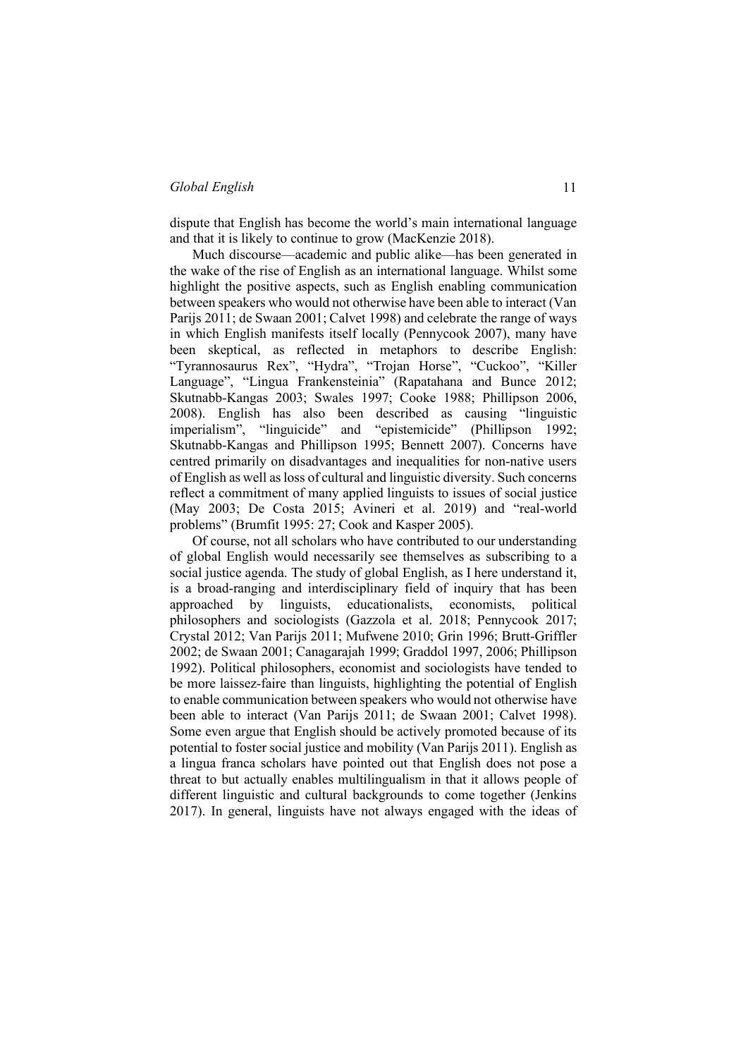dispute that English has become the world's main international language and that it is likely to continue to grow (MacKenzie 2018).

Much discourse—academic and public alike—has been generated in the wake of the rise of English as an international language. Whilst some highlight the positive aspects, such as English enabling communication between speakers who would not otherwise have been able to interact (Van Parijs 2011; de Swaan 2001; Calvet 1998) and celebrate the range of ways in which English manifests itself locally (Pennycook 2007), many have been skeptical, as reflected in metaphors to describe English: "Tyrannosaurus Rex", "Hydra", "Trojan Horse", "Cuckoo", "Killer Language", "Lingua Frankensteinia" (Rapatahana and Bunce 2012; Skutnabb-Kangas 2003; Swales 1997; Cooke 1988; Phillipson 2006, 2008). English has also been described as causing "linguistic imperialism", "linguicide" and "epistemicide" (Phillipson 1992; Skutnabb-Kangas and Phillipson 1995; Bennett 2007). Concerns have centred primarily on disadvantages and inequalities for non-native users of English as well as loss of cultural and linguistic diversity. Such concerns reflect a commitment of many applied linguists to issues of social justice (May 2003; De Costa 2015; Avineri et al. 2019) and "real-world problems" (Brumfit 1995: 27; Cook and Kasper 2005).

Of course, not all scholars who have contributed to our understanding of global English would necessarily see themselves as subscribing to a social justice agenda. The study of global English, as I here understand it, is a broad-ranging and interdisciplinary field of inquiry that has been approached by linguists, educationalists, economists, political philosophers and sociologists (Gazzola et al. 2018; Pennycook 2017; Crystal 2012; Van Parijs 2011; Mufwene 2010; Grin 1996; Brutt-Griffler 2002; de Swaan 2001; Canagarajah 1999; Graddol 1997, 2006; Phillipson 1992). Political philosophers, economist and sociologists have tended to be more laissez-faire than linguists, highlighting the potential of English to enable communication between speakers who would not otherwise have been able to interact (Van Parijs 2011; de Swaan 2001; Calvet 1998). Some even argue that English should be actively promoted because of its potential to foster social justice and mobility (Van Parijs 2011). English as a lingua franca scholars have pointed out that English does not pose a threat to but actually enables multilingualism in that it allows people of different linguistic and cultural backgrounds to come together (Jenkins 2017). In general, linguists have not always engaged with the ideas of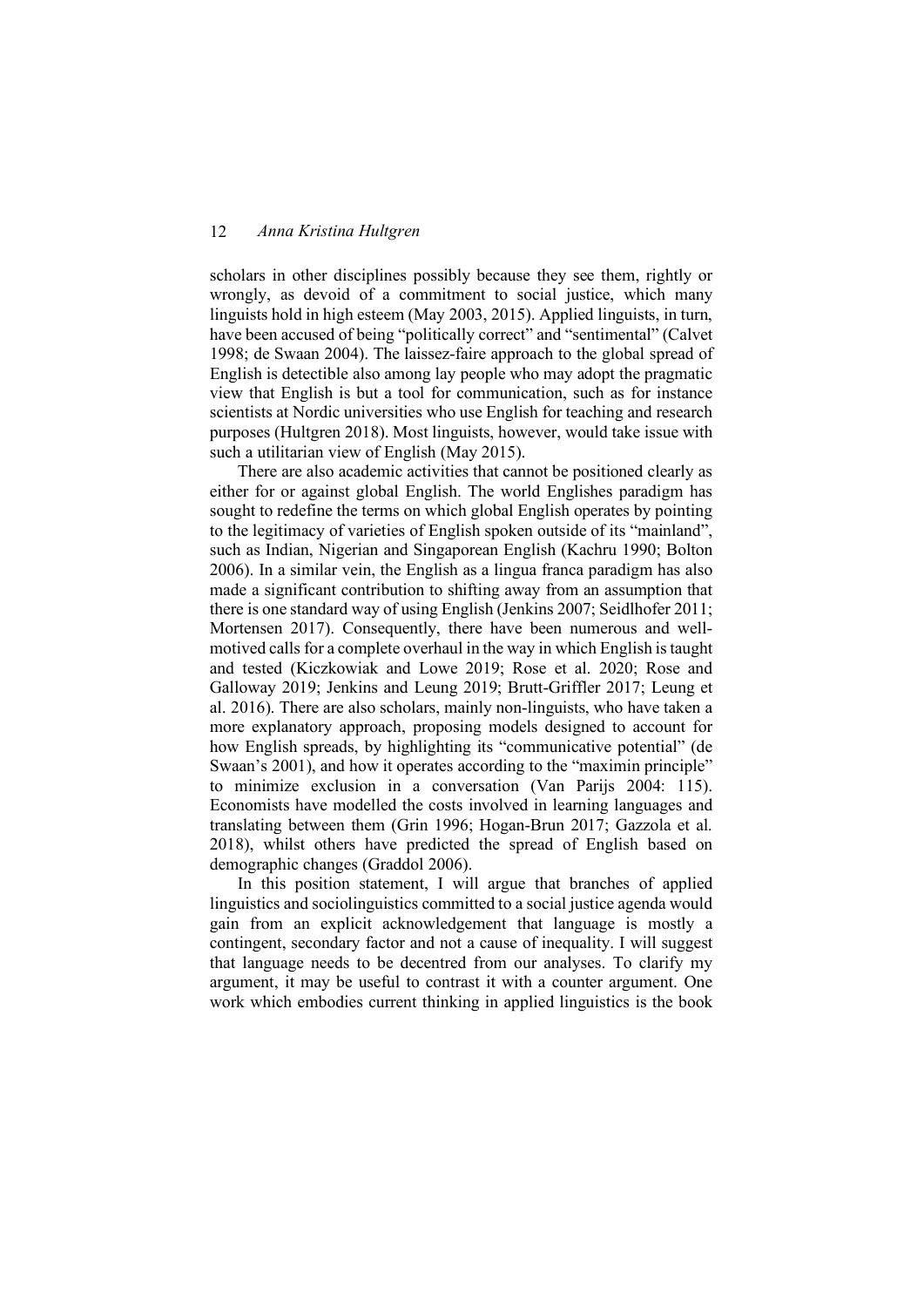scholars in other disciplines possibly because they see them, rightly or wrongly, as devoid of a commitment to social justice, which many linguists hold in high esteem (May 2003, 2015). Applied linguists, in turn, have been accused of being "politically correct" and "sentimental" (Calvet 1998; de Swaan 2004). The laissez-faire approach to the global spread of English is detectible also among lay people who may adopt the pragmatic view that English is but a tool for communication, such as for instance scientists at Nordic universities who use English for teaching and research purposes (Hultgren 2018). Most linguists, however, would take issue with such a utilitarian view of English (May 2015).

There are also academic activities that cannot be positioned clearly as either for or against global English. The world Englishes paradigm has sought to redefine the terms on which global English operates by pointing to the legitimacy of varieties of English spoken outside of its "mainland", such as Indian, Nigerian and Singaporean English (Kachru 1990; Bolton 2006). In a similar vein, the English as a lingua franca paradigm has also made a significant contribution to shifting away from an assumption that there is one standard way of using English (Jenkins 2007; Seidlhofer 2011; Mortensen 2017). Consequently, there have been numerous and well-motived calls for a complete overhaul in the way in which English is taught and tested (Kiczkowiak and Lowe 2019; Rose et al. 2020; Rose and Galloway 2019; Jenkins and Leung 2019; Brutt-Griffler 2017; Leung et al. 2016). There are also scholars, mainly non-linguists, who have taken a more explanatory approach, proposing models designed to account for how English spreads, by highlighting its "communicative potential" (de Swaan's 2001), and how it operates according to the "maximin principle" to minimize exclusion in a conversation (Van Parijs 2004: 115). Economists have modelled the costs involved in learning languages and translating between them (Grin 1996; Hogan-Brun 2017; Gazzola et al. 2018), whilst others have predicted the spread of English based on demographic changes (Graddol 2006).

In this position statement, I will argue that branches of applied linguistics and sociolinguistics committed to a social justice agenda would gain from an explicit acknowledgement that language is mostly a contingent, secondary factor and not a cause of inequality. I will suggest that language needs to be decentred from our analyses. To clarify my argument, it may be useful to contrast it with a counter argument. One work which embodies current thinking in applied linguistics is the book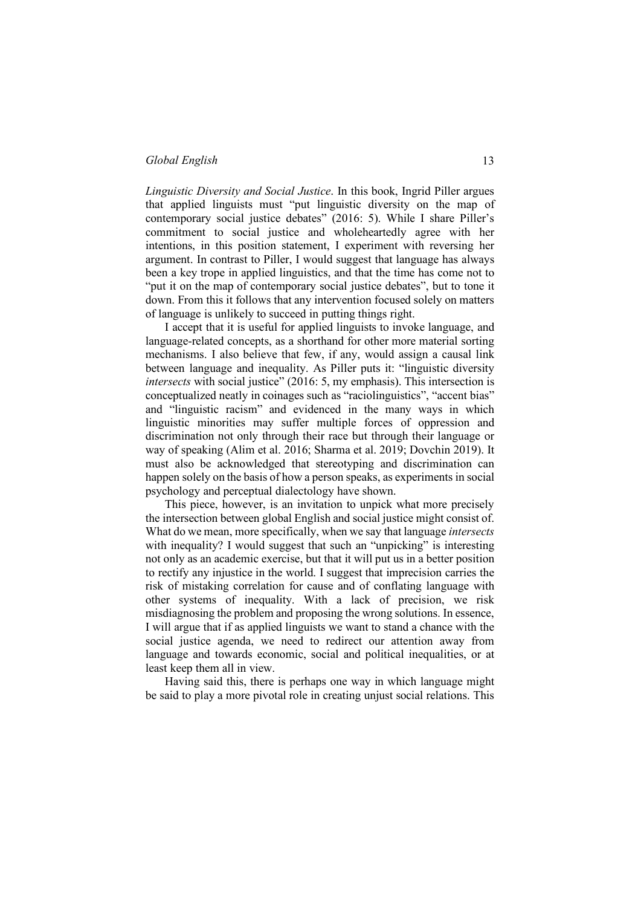*Linguistic Diversity and Social Justice*. In this book, Ingrid Piller argues that applied linguists must "put linguistic diversity on the map of contemporary social justice debates" (2016: 5). While I share Piller's commitment to social justice and wholeheartedly agree with her intentions, in this position statement, I experiment with reversing her argument. In contrast to Piller, I would suggest that language has always been a key trope in applied linguistics, and that the time has come not to "put it on the map of contemporary social justice debates", but to tone it down. From this it follows that any intervention focused solely on matters of language is unlikely to succeed in putting things right.

I accept that it is useful for applied linguists to invoke language, and language-related concepts, as a shorthand for other more material sorting mechanisms. I also believe that few, if any, would assign a causal link between language and inequality. As Piller puts it: "linguistic diversity *intersects* with social justice" (2016: 5, my emphasis). This intersection is conceptualized neatly in coinages such as "raciolinguistics", "accent bias" and "linguistic racism" and evidenced in the many ways in which linguistic minorities may suffer multiple forces of oppression and discrimination not only through their race but through their language or way of speaking (Alim et al. 2016; Sharma et al. 2019; Dovchin 2019). It must also be acknowledged that stereotyping and discrimination can happen solely on the basis of how a person speaks, as experiments in social psychology and perceptual dialectology have shown.

This piece, however, is an invitation to unpick what more precisely the intersection between global English and social justice might consist of. What do we mean, more specifically, when we say that language *intersects* with inequality? I would suggest that such an "unpicking" is interesting not only as an academic exercise, but that it will put us in a better position to rectify any injustice in the world. I suggest that imprecision carries the risk of mistaking correlation for cause and of conflating language with other systems of inequality. With a lack of precision, we risk misdiagnosing the problem and proposing the wrong solutions. In essence, I will argue that if as applied linguists we want to stand a chance with the social justice agenda, we need to redirect our attention away from language and towards economic, social and political inequalities, or at least keep them all in view.

Having said this, there is perhaps one way in which language might be said to play a more pivotal role in creating unjust social relations. This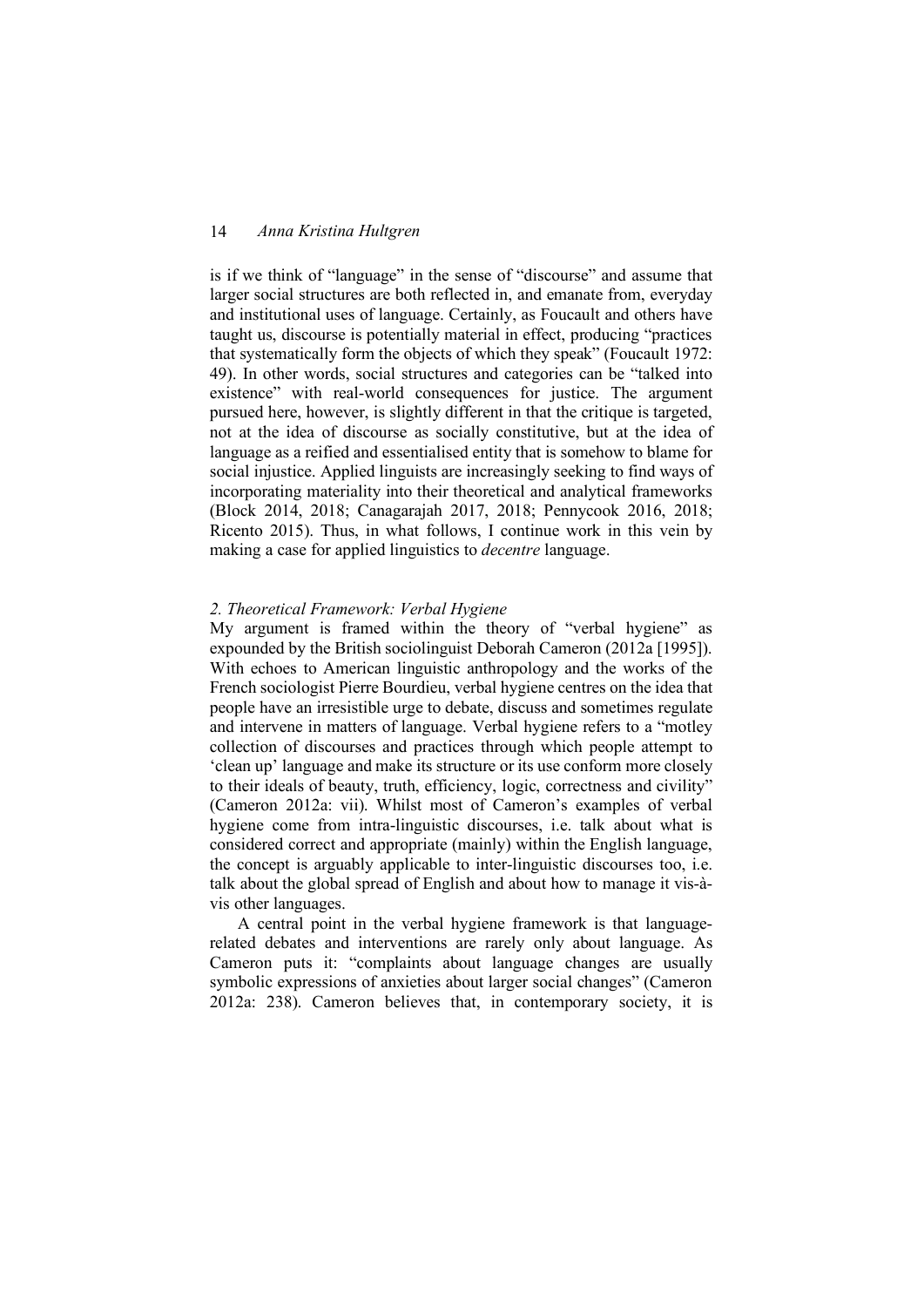is if we think of "language" in the sense of "discourse" and assume that larger social structures are both reflected in, and emanate from, everyday and institutional uses of language. Certainly, as Foucault and others have taught us, discourse is potentially material in effect, producing "practices that systematically form the objects of which they speak" (Foucault 1972: 49). In other words, social structures and categories can be "talked into existence" with real-world consequences for justice. The argument pursued here, however, is slightly different in that the critique is targeted, not at the idea of discourse as socially constitutive, but at the idea of language as a reified and essentialised entity that is somehow to blame for social injustice. Applied linguists are increasingly seeking to find ways of incorporating materiality into their theoretical and analytical frameworks (Block 2014, 2018; Canagarajah 2017, 2018; Pennycook 2016, 2018; Ricento 2015). Thus, in what follows, I continue work in this vein by making a case for applied linguistics to *decentre* language.

## *2. Theoretical Framework: Verbal Hygiene*

My argument is framed within the theory of "verbal hygiene" as expounded by the British sociolinguist Deborah Cameron (2012a [1995]). With echoes to American linguistic anthropology and the works of the French sociologist Pierre Bourdieu, verbal hygiene centres on the idea that people have an irresistible urge to debate, discuss and sometimes regulate and intervene in matters of language. Verbal hygiene refers to a "motley collection of discourses and practices through which people attempt to 'clean up' language and make its structure or its use conform more closely to their ideals of beauty, truth, efficiency, logic, correctness and civility" (Cameron 2012a: vii). Whilst most of Cameron's examples of verbal hygiene come from intra-linguistic discourses, i.e. talk about what is considered correct and appropriate (mainly) within the English language, the concept is arguably applicable to inter-linguistic discourses too, i.e. talk about the global spread of English and about how to manage it vis-à-vis other languages.

A central point in the verbal hygiene framework is that language-related debates and interventions are rarely only about language. As Cameron puts it: "complaints about language changes are usually symbolic expressions of anxieties about larger social changes" (Cameron 2012a: 238). Cameron believes that, in contemporary society, it is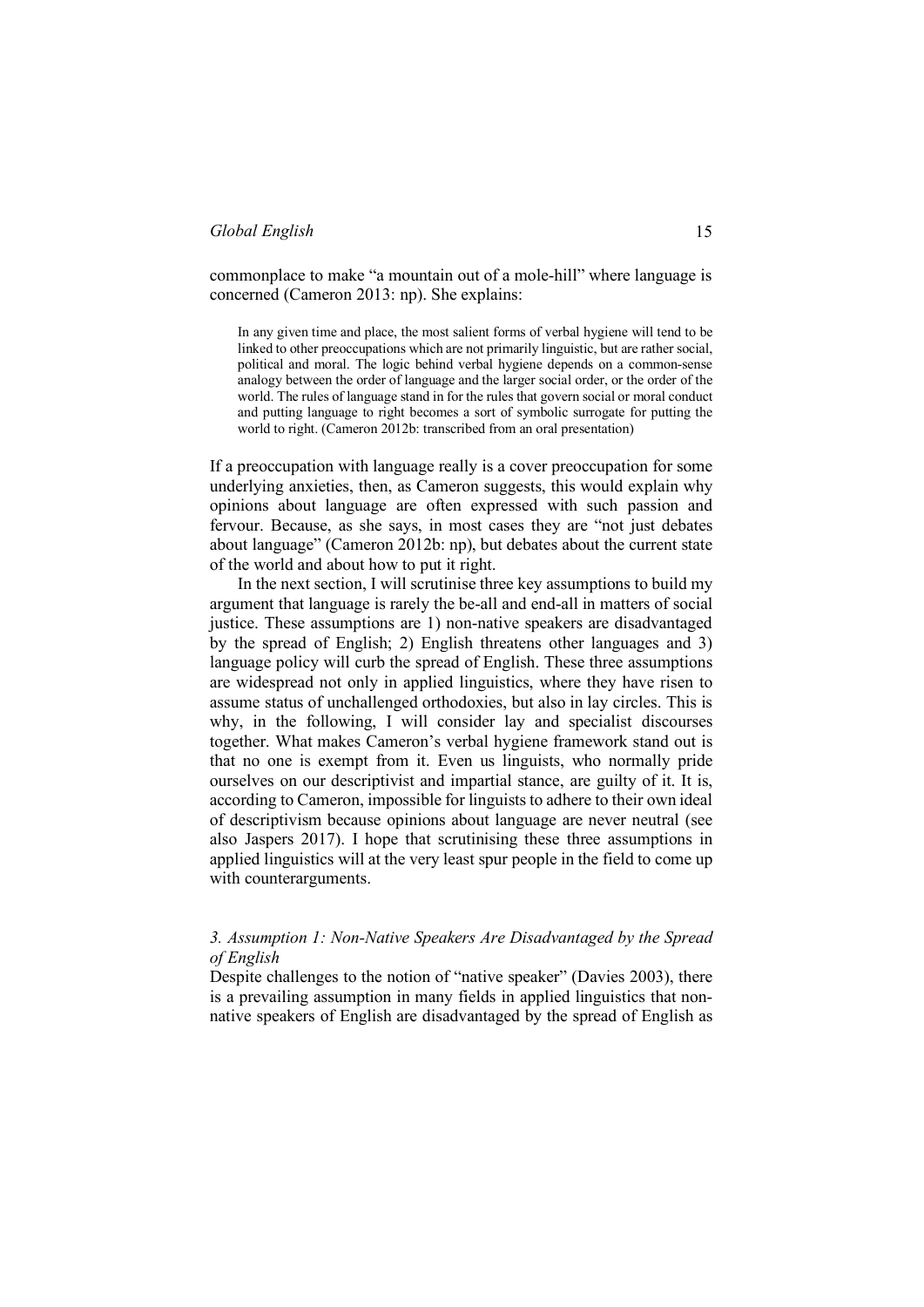commonplace to make "a mountain out of a mole-hill" where language is concerned (Cameron 2013: np). She explains:

> In any given time and place, the most salient forms of verbal hygiene will tend to be linked to other preoccupations which are not primarily linguistic, but are rather social, political and moral. The logic behind verbal hygiene depends on a common-sense analogy between the order of language and the larger social order, or the order of the world. The rules of language stand in for the rules that govern social or moral conduct and putting language to right becomes a sort of symbolic surrogate for putting the world to right. (Cameron 2012b: transcribed from an oral presentation)

If a preoccupation with language really is a cover preoccupation for some underlying anxieties, then, as Cameron suggests, this would explain why opinions about language are often expressed with such passion and fervour. Because, as she says, in most cases they are "not just debates about language" (Cameron 2012b: np), but debates about the current state of the world and about how to put it right.

In the next section, I will scrutinise three key assumptions to build my argument that language is rarely the be-all and end-all in matters of social justice. These assumptions are 1) non-native speakers are disadvantaged by the spread of English; 2) English threatens other languages and 3) language policy will curb the spread of English. These three assumptions are widespread not only in applied linguistics, where they have risen to assume status of unchallenged orthodoxies, but also in lay circles. This is why, in the following, I will consider lay and specialist discourses together. What makes Cameron's verbal hygiene framework stand out is that no one is exempt from it. Even us linguists, who normally pride ourselves on our descriptivist and impartial stance, are guilty of it. It is, according to Cameron, impossible for linguists to adhere to their own ideal of descriptivism because opinions about language are never neutral (see also Jaspers 2017). I hope that scrutinising these three assumptions in applied linguistics will at the very least spur people in the field to come up with counterarguments.

### *3. Assumption 1: Non-Native Speakers Are Disadvantaged by the Spread of English*

Despite challenges to the notion of "native speaker" (Davies 2003), there is a prevailing assumption in many fields in applied linguistics that non-native speakers of English are disadvantaged by the spread of English as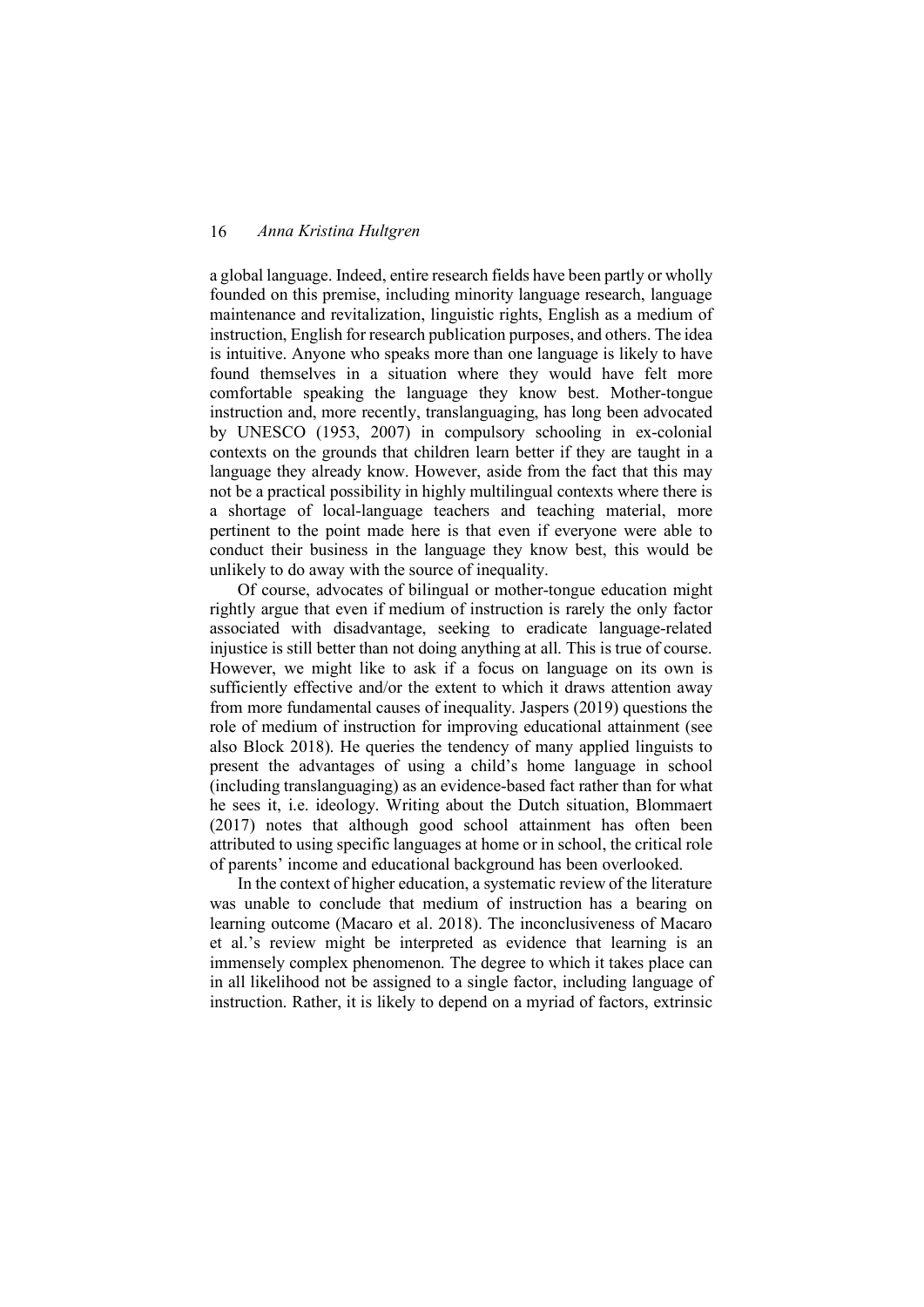a global language. Indeed, entire research fields have been partly or wholly founded on this premise, including minority language research, language maintenance and revitalization, linguistic rights, English as a medium of instruction, English for research publication purposes, and others. The idea is intuitive. Anyone who speaks more than one language is likely to have found themselves in a situation where they would have felt more comfortable speaking the language they know best. Mother-tongue instruction and, more recently, translanguaging, has long been advocated by UNESCO (1953, 2007) in compulsory schooling in ex-colonial contexts on the grounds that children learn better if they are taught in a language they already know. However, aside from the fact that this may not be a practical possibility in highly multilingual contexts where there is a shortage of local-language teachers and teaching material, more pertinent to the point made here is that even if everyone were able to conduct their business in the language they know best, this would be unlikely to do away with the source of inequality.

Of course, advocates of bilingual or mother-tongue education might rightly argue that even if medium of instruction is rarely the only factor associated with disadvantage, seeking to eradicate language-related injustice is still better than not doing anything at all. This is true of course. However, we might like to ask if a focus on language on its own is sufficiently effective and/or the extent to which it draws attention away from more fundamental causes of inequality. Jaspers (2019) questions the role of medium of instruction for improving educational attainment (see also Block 2018). He queries the tendency of many applied linguists to present the advantages of using a child's home language in school (including translanguaging) as an evidence-based fact rather than for what he sees it, i.e. ideology. Writing about the Dutch situation, Blommaert (2017) notes that although good school attainment has often been attributed to using specific languages at home or in school, the critical role of parents' income and educational background has been overlooked.

In the context of higher education, a systematic review of the literature was unable to conclude that medium of instruction has a bearing on learning outcome (Macaro et al. 2018). The inconclusiveness of Macaro et al.'s review might be interpreted as evidence that learning is an immensely complex phenomenon. The degree to which it takes place can in all likelihood not be assigned to a single factor, including language of instruction. Rather, it is likely to depend on a myriad of factors, extrinsic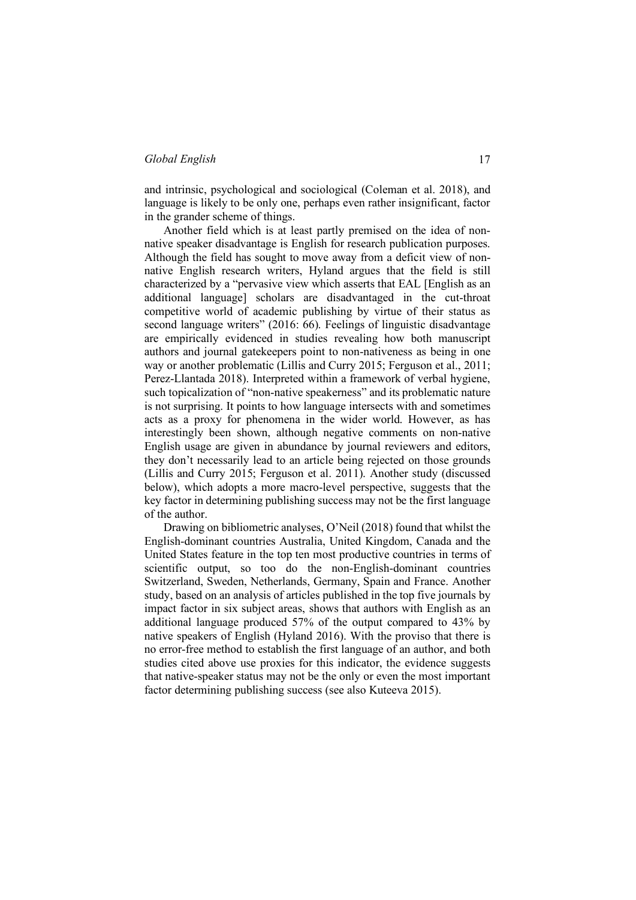and intrinsic, psychological and sociological (Coleman et al. 2018), and language is likely to be only one, perhaps even rather insignificant, factor in the grander scheme of things.

Another field which is at least partly premised on the idea of non-native speaker disadvantage is English for research publication purposes. Although the field has sought to move away from a deficit view of non-native English research writers, Hyland argues that the field is still characterized by a "pervasive view which asserts that EAL [English as an additional language] scholars are disadvantaged in the cut-throat competitive world of academic publishing by virtue of their status as second language writers" (2016: 66). Feelings of linguistic disadvantage are empirically evidenced in studies revealing how both manuscript authors and journal gatekeepers point to non-nativeness as being in one way or another problematic (Lillis and Curry 2015; Ferguson et al., 2011; Perez-Llantada 2018). Interpreted within a framework of verbal hygiene, such topicalization of "non-native speakerness" and its problematic nature is not surprising. It points to how language intersects with and sometimes acts as a proxy for phenomena in the wider world. However, as has interestingly been shown, although negative comments on non-native English usage are given in abundance by journal reviewers and editors, they don't necessarily lead to an article being rejected on those grounds (Lillis and Curry 2015; Ferguson et al. 2011). Another study (discussed below), which adopts a more macro-level perspective, suggests that the key factor in determining publishing success may not be the first language of the author.

Drawing on bibliometric analyses, O'Neil (2018) found that whilst the English-dominant countries Australia, United Kingdom, Canada and the United States feature in the top ten most productive countries in terms of scientific output, so too do the non-English-dominant countries Switzerland, Sweden, Netherlands, Germany, Spain and France. Another study, based on an analysis of articles published in the top five journals by impact factor in six subject areas, shows that authors with English as an additional language produced 57% of the output compared to 43% by native speakers of English (Hyland 2016). With the proviso that there is no error-free method to establish the first language of an author, and both studies cited above use proxies for this indicator, the evidence suggests that native-speaker status may not be the only or even the most important factor determining publishing success (see also Kuteeva 2015).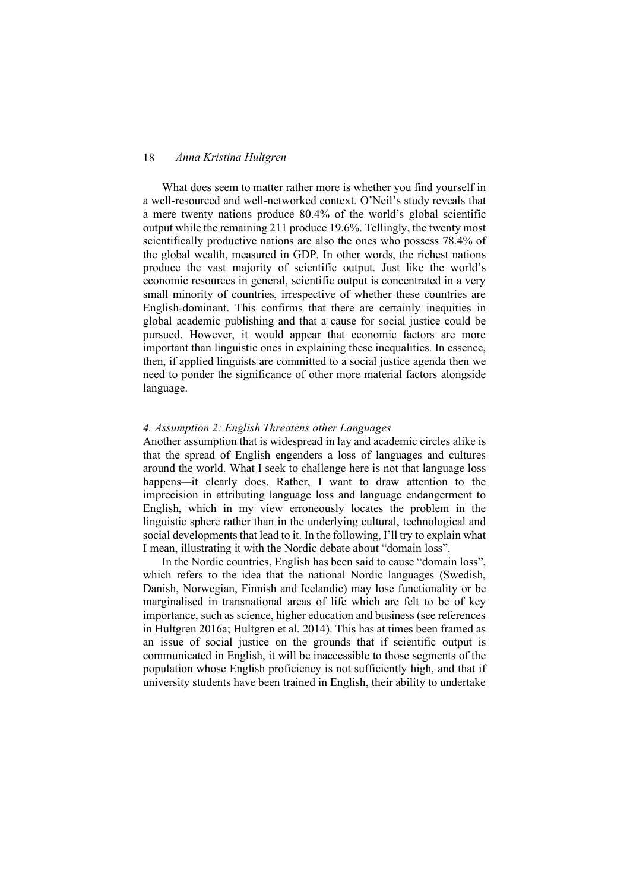What does seem to matter rather more is whether you find yourself in a well-resourced and well-networked context. O'Neil's study reveals that a mere twenty nations produce 80.4% of the world's global scientific output while the remaining 211 produce 19.6%. Tellingly, the twenty most scientifically productive nations are also the ones who possess 78.4% of the global wealth, measured in GDP. In other words, the richest nations produce the vast majority of scientific output. Just like the world's economic resources in general, scientific output is concentrated in a very small minority of countries, irrespective of whether these countries are English-dominant. This confirms that there are certainly inequities in global academic publishing and that a cause for social justice could be pursued. However, it would appear that economic factors are more important than linguistic ones in explaining these inequalities. In essence, then, if applied linguists are committed to a social justice agenda then we need to ponder the significance of other more material factors alongside language.

### *4. Assumption 2: English Threatens other Languages*

Another assumption that is widespread in lay and academic circles alike is that the spread of English engenders a loss of languages and cultures around the world. What I seek to challenge here is not that language loss happens—it clearly does. Rather, I want to draw attention to the imprecision in attributing language loss and language endangerment to English, which in my view erroneously locates the problem in the linguistic sphere rather than in the underlying cultural, technological and social developments that lead to it. In the following, I'll try to explain what I mean, illustrating it with the Nordic debate about "domain loss".

In the Nordic countries, English has been said to cause "domain loss", which refers to the idea that the national Nordic languages (Swedish, Danish, Norwegian, Finnish and Icelandic) may lose functionality or be marginalised in transnational areas of life which are felt to be of key importance, such as science, higher education and business (see references in Hultgren 2016a; Hultgren et al. 2014). This has at times been framed as an issue of social justice on the grounds that if scientific output is communicated in English, it will be inaccessible to those segments of the population whose English proficiency is not sufficiently high, and that if university students have been trained in English, their ability to undertake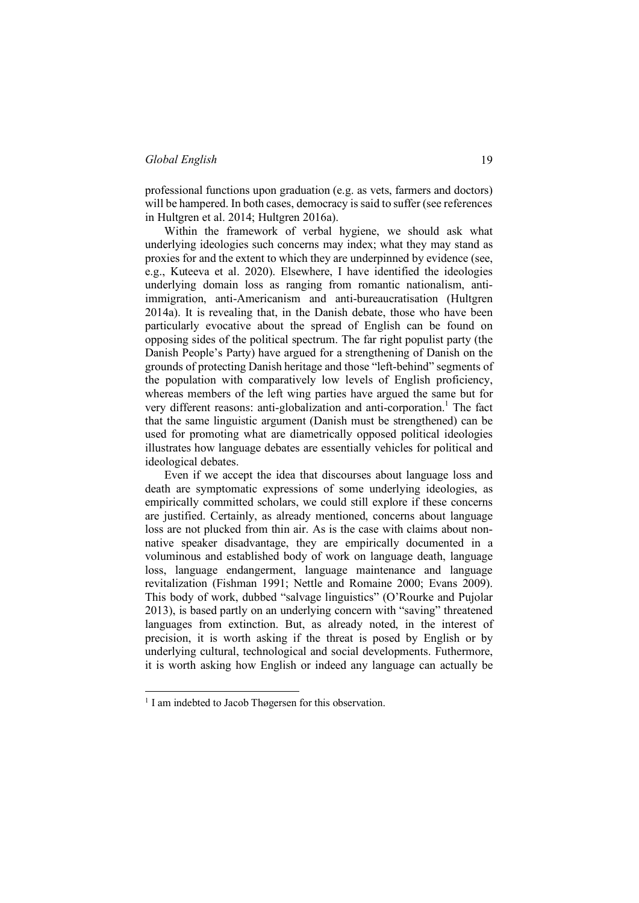professional functions upon graduation (e.g. as vets, farmers and doctors) will be hampered. In both cases, democracy is said to suffer (see references in Hultgren et al. 2014; Hultgren 2016a).

Within the framework of verbal hygiene, we should ask what underlying ideologies such concerns may index; what they may stand as proxies for and the extent to which they are underpinned by evidence (see, e.g., Kuteeva et al. 2020). Elsewhere, I have identified the ideologies underlying domain loss as ranging from romantic nationalism, anti-immigration, anti-Americanism and anti-bureaucratisation (Hultgren 2014a). It is revealing that, in the Danish debate, those who have been particularly evocative about the spread of English can be found on opposing sides of the political spectrum. The far right populist party (the Danish People's Party) have argued for a strengthening of Danish on the grounds of protecting Danish heritage and those "left-behind" segments of the population with comparatively low levels of English proficiency, whereas members of the left wing parties have argued the same but for very different reasons: anti-globalization and anti-corporation.[1] The fact that the same linguistic argument (Danish must be strengthened) can be used for promoting what are diametrically opposed political ideologies illustrates how language debates are essentially vehicles for political and ideological debates.

Even if we accept the idea that discourses about language loss and death are symptomatic expressions of some underlying ideologies, as empirically committed scholars, we could still explore if these concerns are justified. Certainly, as already mentioned, concerns about language loss are not plucked from thin air. As is the case with claims about non-native speaker disadvantage, they are empirically documented in a voluminous and established body of work on language death, language loss, language endangerment, language maintenance and language revitalization (Fishman 1991; Nettle and Romaine 2000; Evans 2009). This body of work, dubbed "salvage linguistics" (O'Rourke and Pujolar 2013), is based partly on an underlying concern with "saving" threatened languages from extinction. But, as already noted, in the interest of precision, it is worth asking if the threat is posed by English or by underlying cultural, technological and social developments. Futhermore, it is worth asking how English or indeed any language can actually be

---

[1] I am indebted to Jacob Thøgersen for this observation.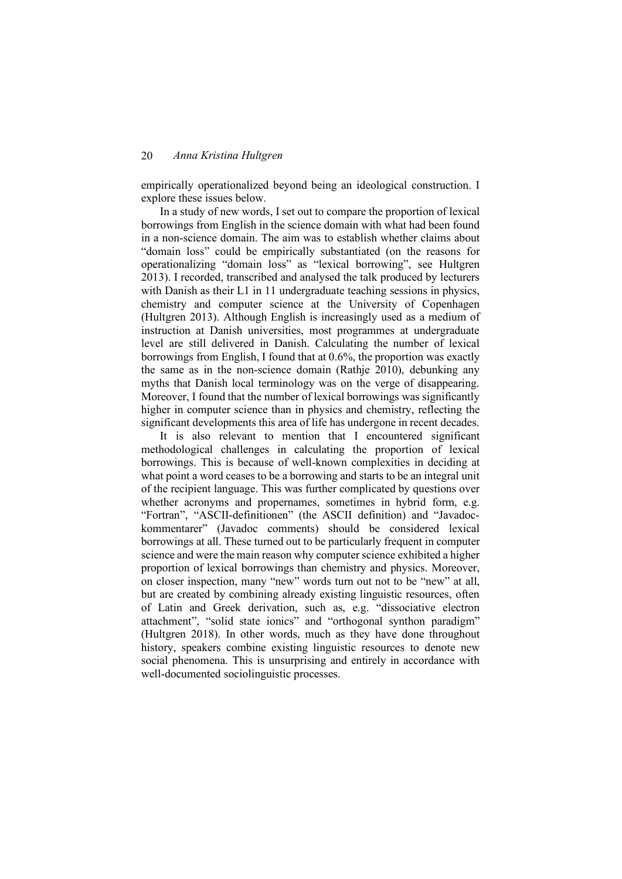empirically operationalized beyond being an ideological construction. I explore these issues below.

In a study of new words, I set out to compare the proportion of lexical borrowings from English in the science domain with what had been found in a non-science domain. The aim was to establish whether claims about "domain loss" could be empirically substantiated (on the reasons for operationalizing "domain loss" as "lexical borrowing", see Hultgren 2013). I recorded, transcribed and analysed the talk produced by lecturers with Danish as their L1 in 11 undergraduate teaching sessions in physics, chemistry and computer science at the University of Copenhagen (Hultgren 2013). Although English is increasingly used as a medium of instruction at Danish universities, most programmes at undergraduate level are still delivered in Danish. Calculating the number of lexical borrowings from English, I found that at 0.6%, the proportion was exactly the same as in the non-science domain (Rathje 2010), debunking any myths that Danish local terminology was on the verge of disappearing. Moreover, I found that the number of lexical borrowings was significantly higher in computer science than in physics and chemistry, reflecting the significant developments this area of life has undergone in recent decades.

It is also relevant to mention that I encountered significant methodological challenges in calculating the proportion of lexical borrowings. This is because of well-known complexities in deciding at what point a word ceases to be a borrowing and starts to be an integral unit of the recipient language. This was further complicated by questions over whether acronyms and propernames, sometimes in hybrid form, e.g. "Fortran", "ASCII-definitionen" (the ASCII definition) and "Javadoc-kommentarer" (Javadoc comments) should be considered lexical borrowings at all. These turned out to be particularly frequent in computer science and were the main reason why computer science exhibited a higher proportion of lexical borrowings than chemistry and physics. Moreover, on closer inspection, many "new" words turn out not to be "new" at all, but are created by combining already existing linguistic resources, often of Latin and Greek derivation, such as, e.g. "dissociative electron attachment", "solid state ionics" and "orthogonal synthon paradigm" (Hultgren 2018). In other words, much as they have done throughout history, speakers combine existing linguistic resources to denote new social phenomena. This is unsurprising and entirely in accordance with well-documented sociolinguistic processes.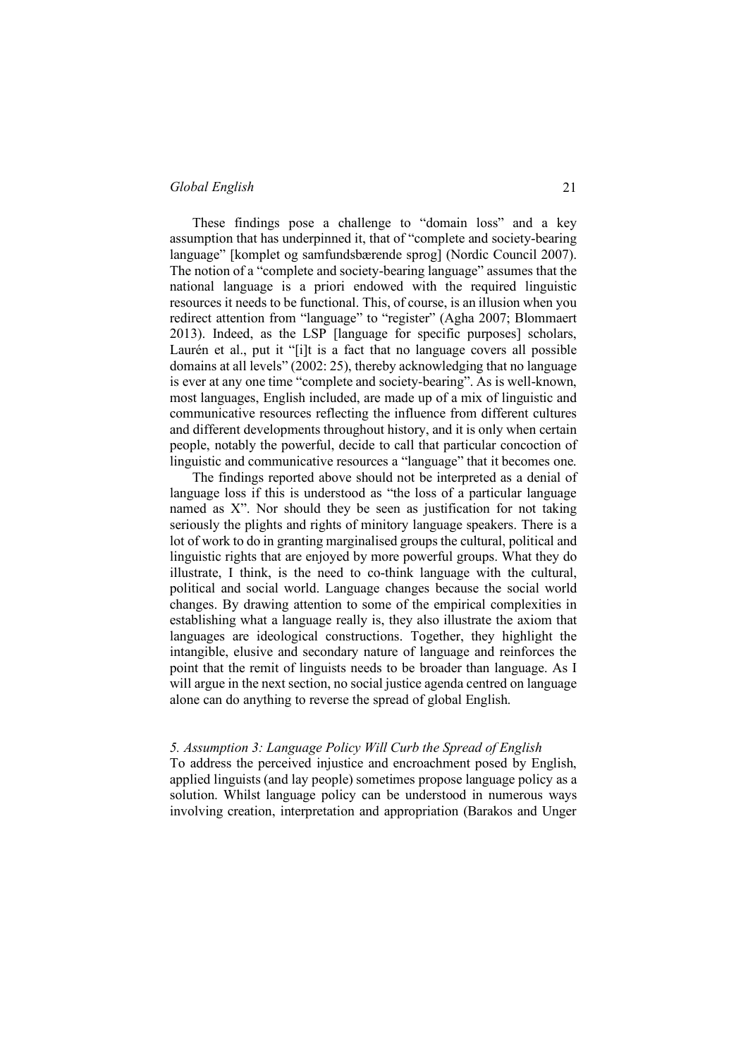These findings pose a challenge to "domain loss" and a key assumption that has underpinned it, that of "complete and society-bearing language" [komplet og samfundsbærende sprog] (Nordic Council 2007). The notion of a "complete and society-bearing language" assumes that the national language is a priori endowed with the required linguistic resources it needs to be functional. This, of course, is an illusion when you redirect attention from "language" to "register" (Agha 2007; Blommaert 2013). Indeed, as the LSP [language for specific purposes] scholars, Laurén et al., put it "[i]t is a fact that no language covers all possible domains at all levels" (2002: 25), thereby acknowledging that no language is ever at any one time "complete and society-bearing". As is well-known, most languages, English included, are made up of a mix of linguistic and communicative resources reflecting the influence from different cultures and different developments throughout history, and it is only when certain people, notably the powerful, decide to call that particular concoction of linguistic and communicative resources a "language" that it becomes one.

The findings reported above should not be interpreted as a denial of language loss if this is understood as "the loss of a particular language named as X". Nor should they be seen as justification for not taking seriously the plights and rights of minitory language speakers. There is a lot of work to do in granting marginalised groups the cultural, political and linguistic rights that are enjoyed by more powerful groups. What they do illustrate, I think, is the need to co-think language with the cultural, political and social world. Language changes because the social world changes. By drawing attention to some of the empirical complexities in establishing what a language really is, they also illustrate the axiom that languages are ideological constructions. Together, they highlight the intangible, elusive and secondary nature of language and reinforces the point that the remit of linguists needs to be broader than language. As I will argue in the next section, no social justice agenda centred on language alone can do anything to reverse the spread of global English.

## *5. Assumption 3: Language Policy Will Curb the Spread of English*

To address the perceived injustice and encroachment posed by English, applied linguists (and lay people) sometimes propose language policy as a solution. Whilst language policy can be understood in numerous ways involving creation, interpretation and appropriation (Barakos and Unger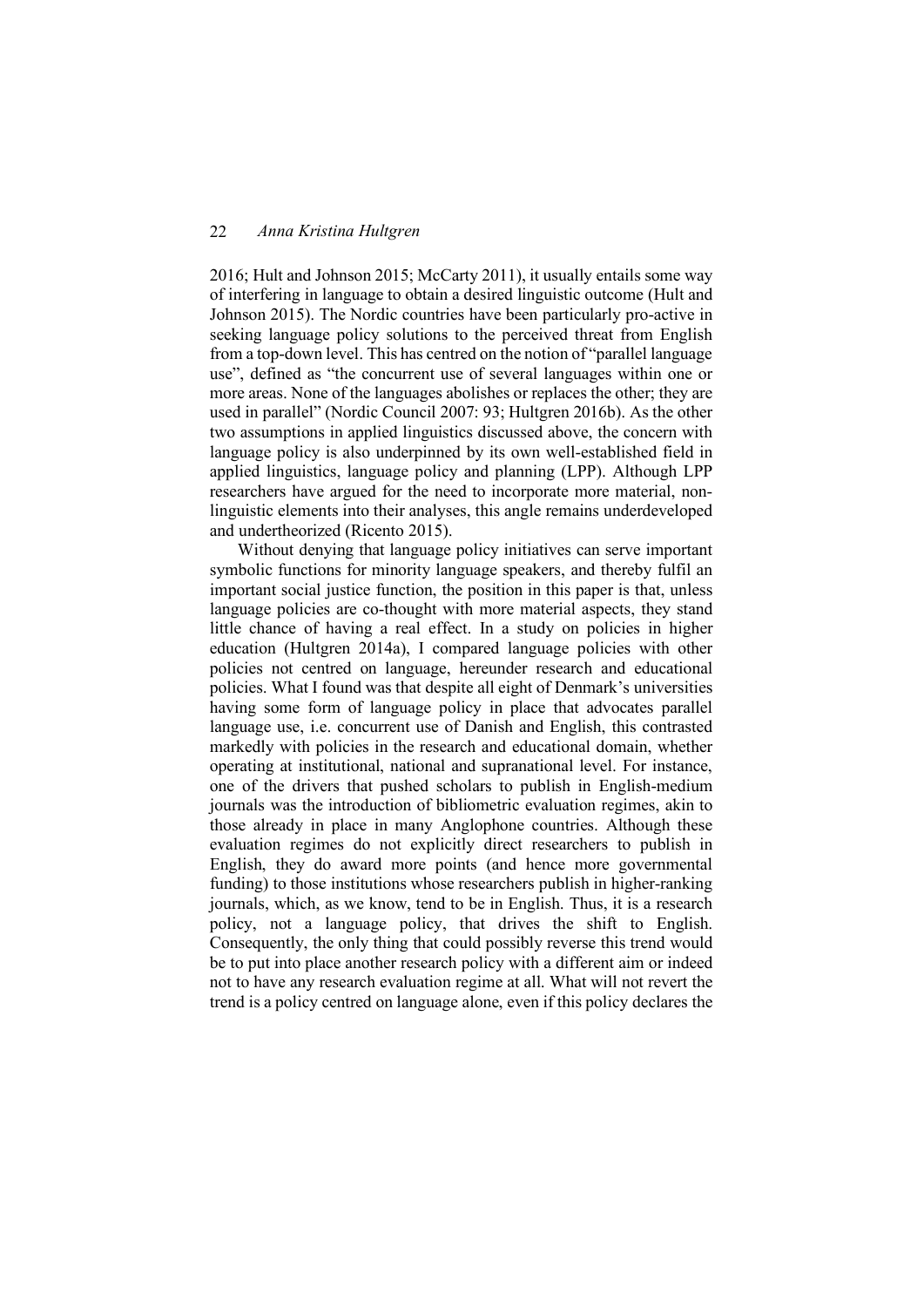2016; Hult and Johnson 2015; McCarty 2011), it usually entails some way of interfering in language to obtain a desired linguistic outcome (Hult and Johnson 2015). The Nordic countries have been particularly pro-active in seeking language policy solutions to the perceived threat from English from a top-down level. This has centred on the notion of "parallel language use", defined as "the concurrent use of several languages within one or more areas. None of the languages abolishes or replaces the other; they are used in parallel" (Nordic Council 2007: 93; Hultgren 2016b). As the other two assumptions in applied linguistics discussed above, the concern with language policy is also underpinned by its own well-established field in applied linguistics, language policy and planning (LPP). Although LPP researchers have argued for the need to incorporate more material, non-linguistic elements into their analyses, this angle remains underdeveloped and undertheorized (Ricento 2015).

Without denying that language policy initiatives can serve important symbolic functions for minority language speakers, and thereby fulfil an important social justice function, the position in this paper is that, unless language policies are co-thought with more material aspects, they stand little chance of having a real effect. In a study on policies in higher education (Hultgren 2014a), I compared language policies with other policies not centred on language, hereunder research and educational policies. What I found was that despite all eight of Denmark's universities having some form of language policy in place that advocates parallel language use, i.e. concurrent use of Danish and English, this contrasted markedly with policies in the research and educational domain, whether operating at institutional, national and supranational level. For instance, one of the drivers that pushed scholars to publish in English-medium journals was the introduction of bibliometric evaluation regimes, akin to those already in place in many Anglophone countries. Although these evaluation regimes do not explicitly direct researchers to publish in English, they do award more points (and hence more governmental funding) to those institutions whose researchers publish in higher-ranking journals, which, as we know, tend to be in English. Thus, it is a research policy, not a language policy, that drives the shift to English. Consequently, the only thing that could possibly reverse this trend would be to put into place another research policy with a different aim or indeed not to have any research evaluation regime at all. What will not revert the trend is a policy centred on language alone, even if this policy declares the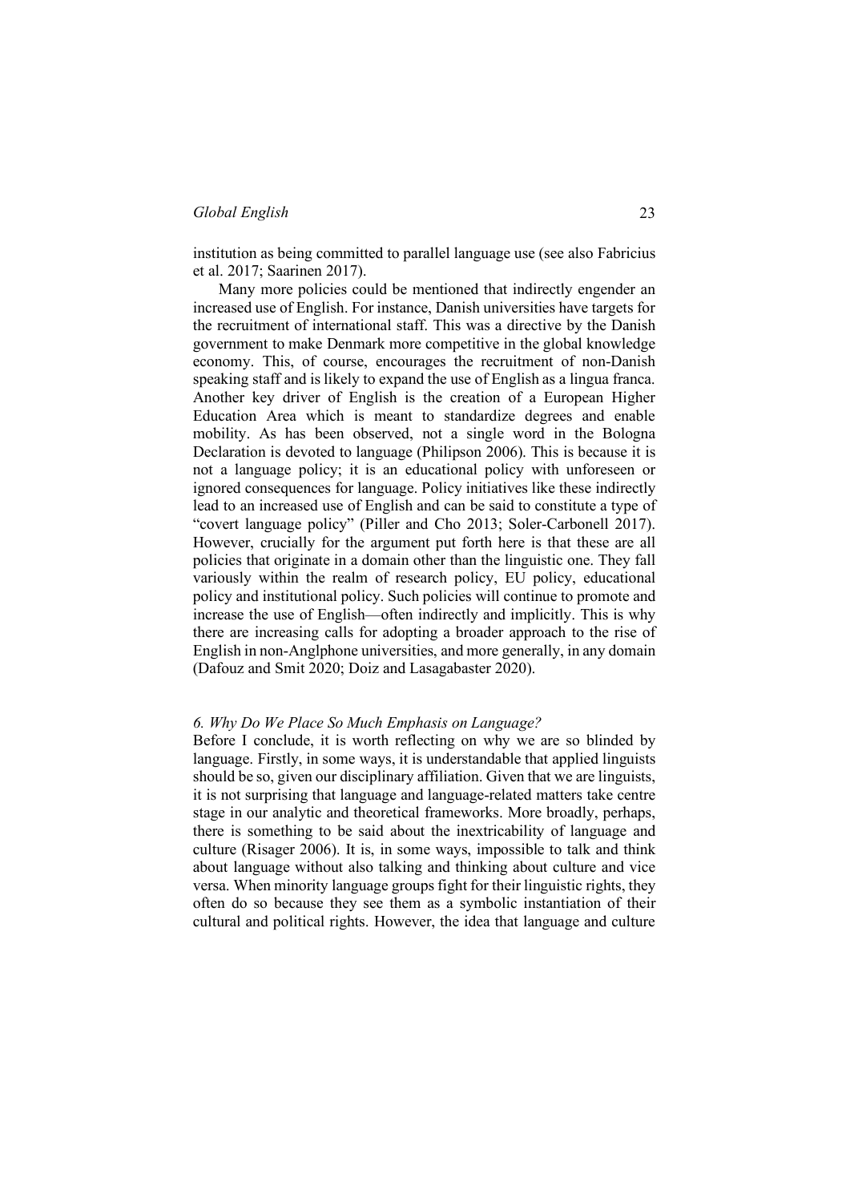institution as being committed to parallel language use (see also Fabricius et al. 2017; Saarinen 2017).

Many more policies could be mentioned that indirectly engender an increased use of English. For instance, Danish universities have targets for the recruitment of international staff. This was a directive by the Danish government to make Denmark more competitive in the global knowledge economy. This, of course, encourages the recruitment of non-Danish speaking staff and is likely to expand the use of English as a lingua franca. Another key driver of English is the creation of a European Higher Education Area which is meant to standardize degrees and enable mobility. As has been observed, not a single word in the Bologna Declaration is devoted to language (Philipson 2006). This is because it is not a language policy; it is an educational policy with unforeseen or ignored consequences for language. Policy initiatives like these indirectly lead to an increased use of English and can be said to constitute a type of "covert language policy" (Piller and Cho 2013; Soler-Carbonell 2017). However, crucially for the argument put forth here is that these are all policies that originate in a domain other than the linguistic one. They fall variously within the realm of research policy, EU policy, educational policy and institutional policy. Such policies will continue to promote and increase the use of English—often indirectly and implicitly. This is why there are increasing calls for adopting a broader approach to the rise of English in non-Anglphone universities, and more generally, in any domain (Dafouz and Smit 2020; Doiz and Lasagabaster 2020).

### *6. Why Do We Place So Much Emphasis on Language?*

Before I conclude, it is worth reflecting on why we are so blinded by language. Firstly, in some ways, it is understandable that applied linguists should be so, given our disciplinary affiliation. Given that we are linguists, it is not surprising that language and language-related matters take centre stage in our analytic and theoretical frameworks. More broadly, perhaps, there is something to be said about the inextricability of language and culture (Risager 2006). It is, in some ways, impossible to talk and think about language without also talking and thinking about culture and vice versa. When minority language groups fight for their linguistic rights, they often do so because they see them as a symbolic instantiation of their cultural and political rights. However, the idea that language and culture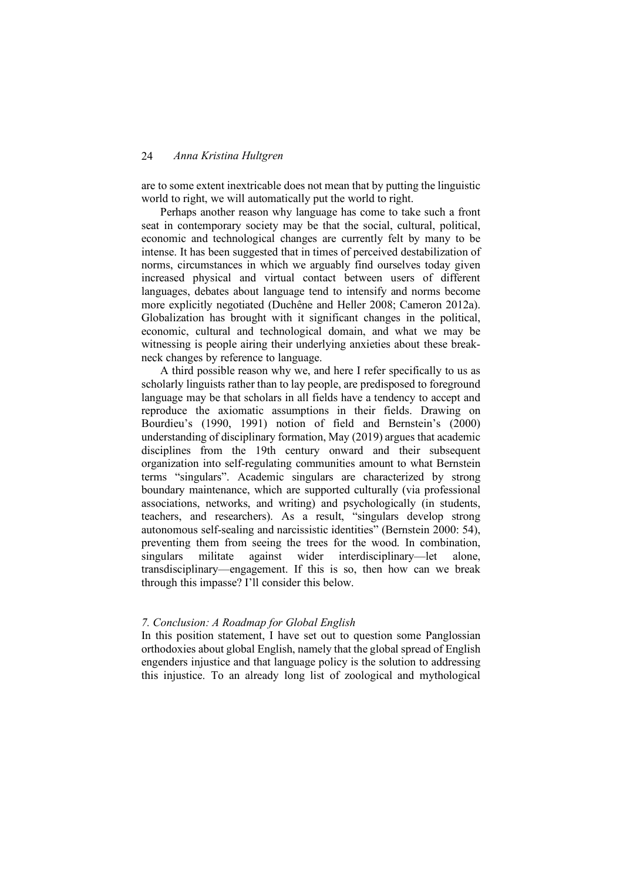are to some extent inextricable does not mean that by putting the linguistic world to right, we will automatically put the world to right.

Perhaps another reason why language has come to take such a front seat in contemporary society may be that the social, cultural, political, economic and technological changes are currently felt by many to be intense. It has been suggested that in times of perceived destabilization of norms, circumstances in which we arguably find ourselves today given increased physical and virtual contact between users of different languages, debates about language tend to intensify and norms become more explicitly negotiated (Duchêne and Heller 2008; Cameron 2012a). Globalization has brought with it significant changes in the political, economic, cultural and technological domain, and what we may be witnessing is people airing their underlying anxieties about these breakneck changes by reference to language.

A third possible reason why we, and here I refer specifically to us as scholarly linguists rather than to lay people, are predisposed to foreground language may be that scholars in all fields have a tendency to accept and reproduce the axiomatic assumptions in their fields. Drawing on Bourdieu's (1990, 1991) notion of field and Bernstein's (2000) understanding of disciplinary formation, May (2019) argues that academic disciplines from the 19th century onward and their subsequent organization into self-regulating communities amount to what Bernstein terms "singulars". Academic singulars are characterized by strong boundary maintenance, which are supported culturally (via professional associations, networks, and writing) and psychologically (in students, teachers, and researchers). As a result, "singulars develop strong autonomous self-sealing and narcissistic identities" (Bernstein 2000: 54), preventing them from seeing the trees for the wood. In combination, singulars militate against wider interdisciplinary—let alone, transdisciplinary—engagement. If this is so, then how can we break through this impasse? I'll consider this below.

## *7. Conclusion: A Roadmap for Global English*

In this position statement, I have set out to question some Panglossian orthodoxies about global English, namely that the global spread of English engenders injustice and that language policy is the solution to addressing this injustice. To an already long list of zoological and mythological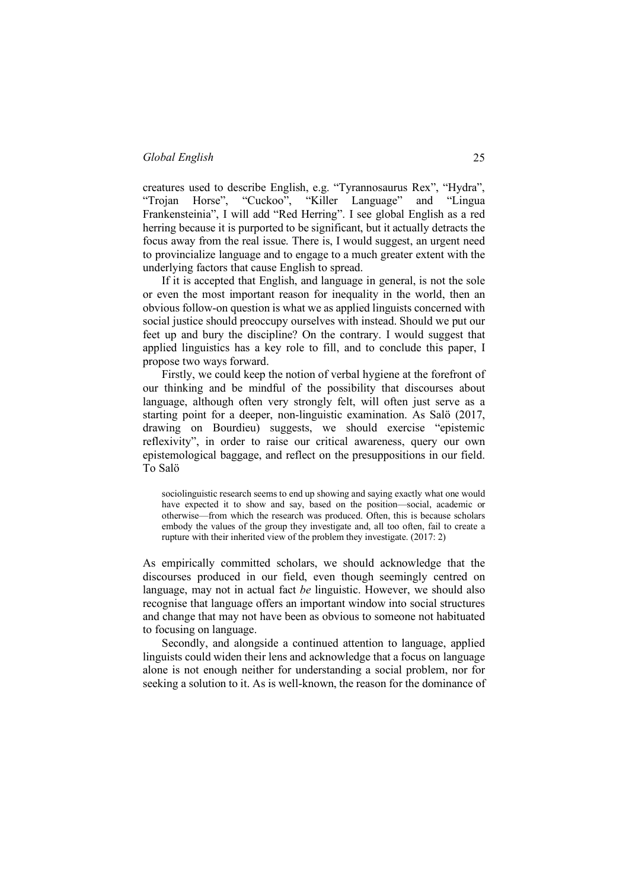creatures used to describe English, e.g. "Tyrannosaurus Rex", "Hydra", "Trojan Horse", "Cuckoo", "Killer Language" and "Lingua Frankensteinia", I will add "Red Herring". I see global English as a red herring because it is purported to be significant, but it actually detracts the focus away from the real issue. There is, I would suggest, an urgent need to provincialize language and to engage to a much greater extent with the underlying factors that cause English to spread.

If it is accepted that English, and language in general, is not the sole or even the most important reason for inequality in the world, then an obvious follow-on question is what we as applied linguists concerned with social justice should preoccupy ourselves with instead. Should we put our feet up and bury the discipline? On the contrary. I would suggest that applied linguistics has a key role to fill, and to conclude this paper, I propose two ways forward.

Firstly, we could keep the notion of verbal hygiene at the forefront of our thinking and be mindful of the possibility that discourses about language, although often very strongly felt, will often just serve as a starting point for a deeper, non-linguistic examination. As Salö (2017, drawing on Bourdieu) suggests, we should exercise "epistemic reflexivity", in order to raise our critical awareness, query our own epistemological baggage, and reflect on the presuppositions in our field. To Salö

> sociolinguistic research seems to end up showing and saying exactly what one would have expected it to show and say, based on the position—social, academic or otherwise—from which the research was produced. Often, this is because scholars embody the values of the group they investigate and, all too often, fail to create a rupture with their inherited view of the problem they investigate. (2017: 2)

As empirically committed scholars, we should acknowledge that the discourses produced in our field, even though seemingly centred on language, may not in actual fact *be* linguistic. However, we should also recognise that language offers an important window into social structures and change that may not have been as obvious to someone not habituated to focusing on language.

Secondly, and alongside a continued attention to language, applied linguists could widen their lens and acknowledge that a focus on language alone is not enough neither for understanding a social problem, nor for seeking a solution to it. As is well-known, the reason for the dominance of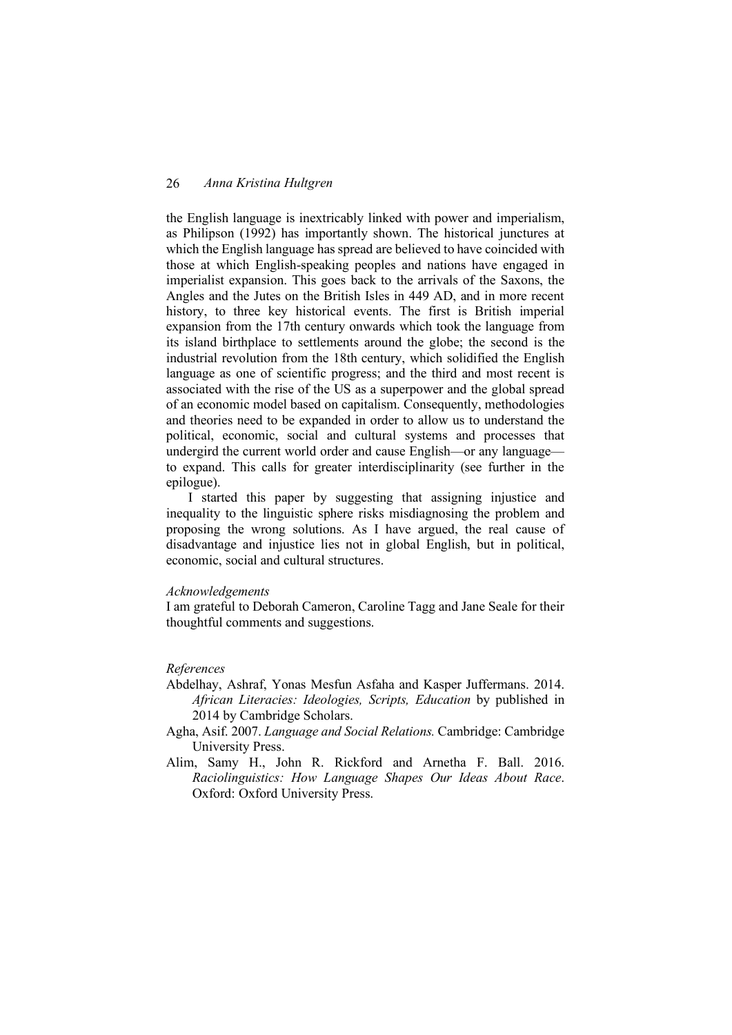the English language is inextricably linked with power and imperialism, as Philipson (1992) has importantly shown. The historical junctures at which the English language has spread are believed to have coincided with those at which English-speaking peoples and nations have engaged in imperialist expansion. This goes back to the arrivals of the Saxons, the Angles and the Jutes on the British Isles in 449 AD, and in more recent history, to three key historical events. The first is British imperial expansion from the 17th century onwards which took the language from its island birthplace to settlements around the globe; the second is the industrial revolution from the 18th century, which solidified the English language as one of scientific progress; and the third and most recent is associated with the rise of the US as a superpower and the global spread of an economic model based on capitalism. Consequently, methodologies and theories need to be expanded in order to allow us to understand the political, economic, social and cultural systems and processes that undergird the current world order and cause English—or any language—to expand. This calls for greater interdisciplinarity (see further in the epilogue).

I started this paper by suggesting that assigning injustice and inequality to the linguistic sphere risks misdiagnosing the problem and proposing the wrong solutions. As I have argued, the real cause of disadvantage and injustice lies not in global English, but in political, economic, social and cultural structures.

*Acknowledgements*

I am grateful to Deborah Cameron, Caroline Tagg and Jane Seale for their thoughtful comments and suggestions.

*References*

Abdelhay, Ashraf, Yonas Mesfun Asfaha and Kasper Juffermans. 2014. *African Literacies: Ideologies, Scripts, Education* by published in 2014 by Cambridge Scholars.

Agha, Asif. 2007. *Language and Social Relations.* Cambridge: Cambridge University Press.

Alim, Samy H., John R. Rickford and Arnetha F. Ball. 2016. *Raciolinguistics: How Language Shapes Our Ideas About Race*. Oxford: Oxford University Press.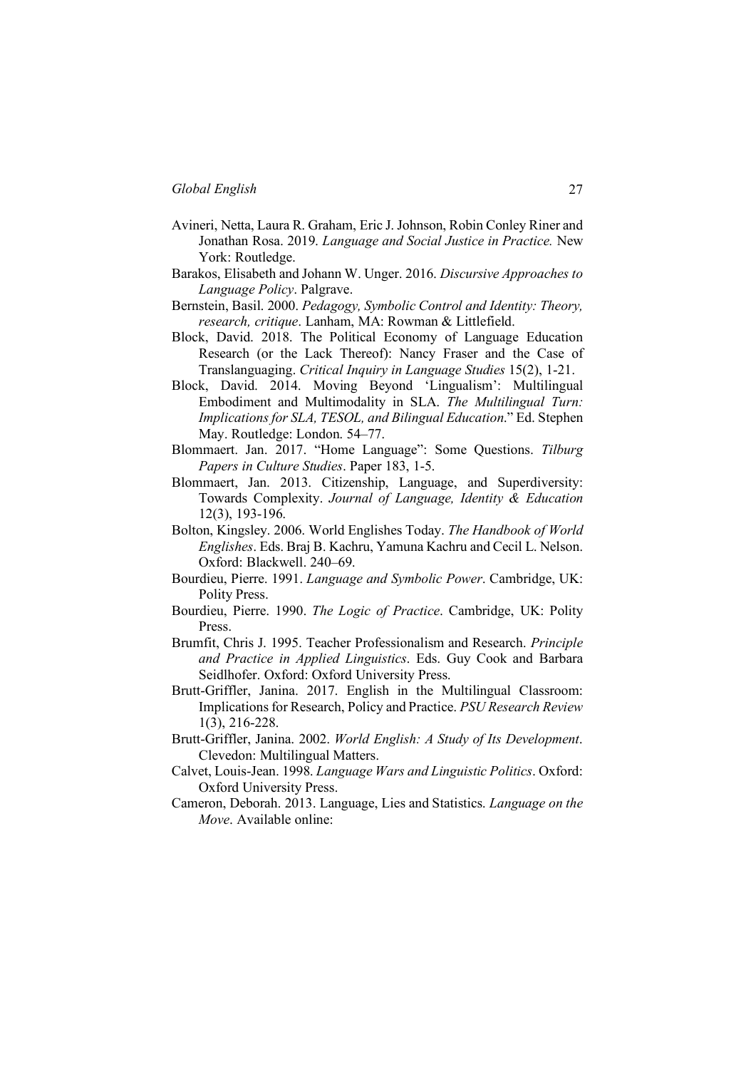Avineri, Netta, Laura R. Graham, Eric J. Johnson, Robin Conley Riner and Jonathan Rosa. 2019. *Language and Social Justice in Practice.* New York: Routledge.

Barakos, Elisabeth and Johann W. Unger. 2016. *Discursive Approaches to Language Policy*. Palgrave.

Bernstein, Basil. 2000. *Pedagogy, Symbolic Control and Identity: Theory, research, critique*. Lanham, MA: Rowman & Littlefield.

Block, David. 2018. The Political Economy of Language Education Research (or the Lack Thereof): Nancy Fraser and the Case of Translanguaging. *Critical Inquiry in Language Studies* 15(2), 1-21.

Block, David. 2014. Moving Beyond 'Lingualism': Multilingual Embodiment and Multimodality in SLA. *The Multilingual Turn: Implications for SLA, TESOL, and Bilingual Education.*" Ed. Stephen May. Routledge: London. 54–77.

Blommaert. Jan. 2017. "Home Language": Some Questions. *Tilburg Papers in Culture Studies*. Paper 183, 1-5.

Blommaert, Jan. 2013. Citizenship, Language, and Superdiversity: Towards Complexity. *Journal of Language, Identity & Education* 12(3), 193-196.

Bolton, Kingsley. 2006. World Englishes Today. *The Handbook of World Englishes*. Eds. Braj B. Kachru, Yamuna Kachru and Cecil L. Nelson. Oxford: Blackwell. 240–69.

Bourdieu, Pierre. 1991. *Language and Symbolic Power*. Cambridge, UK: Polity Press.

Bourdieu, Pierre. 1990. *The Logic of Practice*. Cambridge, UK: Polity Press.

Brumfit, Chris J. 1995. Teacher Professionalism and Research. *Principle and Practice in Applied Linguistics*. Eds. Guy Cook and Barbara Seidlhofer. Oxford: Oxford University Press.

Brutt-Griffler, Janina. 2017. English in the Multilingual Classroom: Implications for Research, Policy and Practice. *PSU Research Review* 1(3), 216-228.

Brutt-Griffler, Janina. 2002. *World English: A Study of Its Development*. Clevedon: Multilingual Matters.

Calvet, Louis-Jean. 1998. *Language Wars and Linguistic Politics*. Oxford: Oxford University Press.

Cameron, Deborah. 2013. Language, Lies and Statistics. *Language on the Move*. Available online: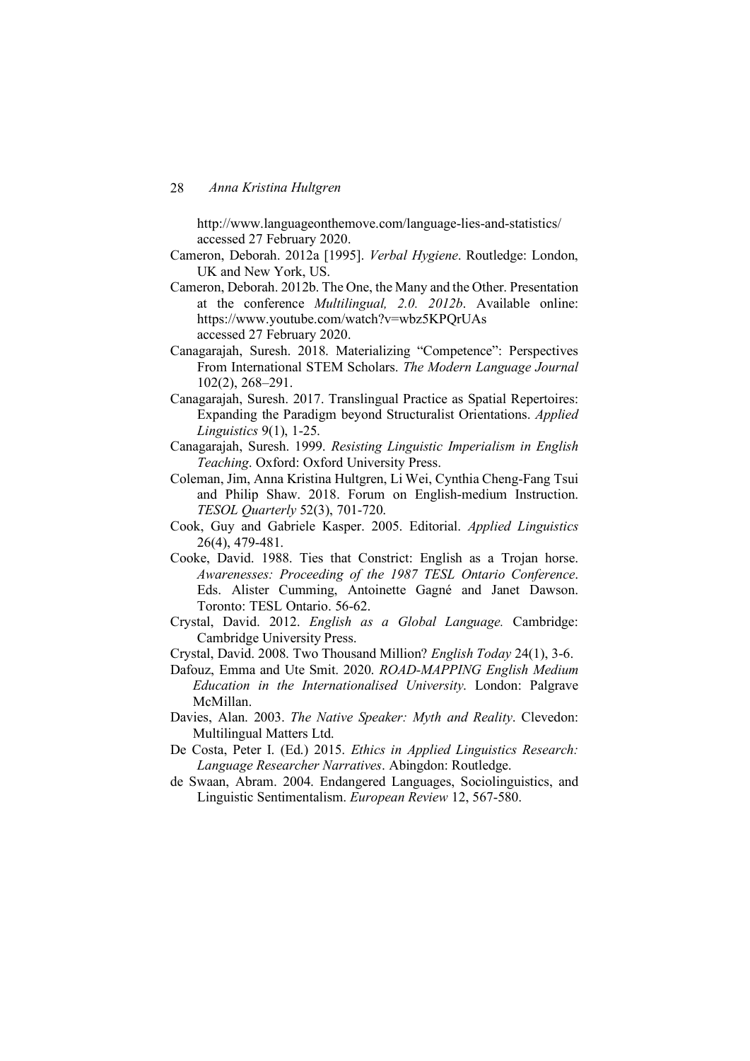http://www.languageonthemove.com/language-lies-and-statistics/ accessed 27 February 2020.

Cameron, Deborah. 2012a [1995]. *Verbal Hygiene*. Routledge: London, UK and New York, US.

Cameron, Deborah. 2012b. The One, the Many and the Other. Presentation at the conference *Multilingual, 2.0. 2012b*. Available online: https://www.youtube.com/watch?v=wbz5KPQrUAs accessed 27 February 2020.

Canagarajah, Suresh. 2018. Materializing "Competence": Perspectives From International STEM Scholars. *The Modern Language Journal* 102(2), 268–291.

Canagarajah, Suresh. 2017. Translingual Practice as Spatial Repertoires: Expanding the Paradigm beyond Structuralist Orientations. *Applied Linguistics* 9(1), 1-25.

Canagarajah, Suresh. 1999. *Resisting Linguistic Imperialism in English Teaching*. Oxford: Oxford University Press.

Coleman, Jim, Anna Kristina Hultgren, Li Wei, Cynthia Cheng-Fang Tsui and Philip Shaw. 2018. Forum on English-medium Instruction. *TESOL Quarterly* 52(3), 701-720.

Cook, Guy and Gabriele Kasper. 2005. Editorial. *Applied Linguistics* 26(4), 479-481.

Cooke, David. 1988. Ties that Constrict: English as a Trojan horse. *Awarenesses: Proceeding of the 1987 TESL Ontario Conference*. Eds. Alister Cumming, Antoinette Gagné and Janet Dawson. Toronto: TESL Ontario. 56-62.

Crystal, David. 2012. *English as a Global Language.* Cambridge: Cambridge University Press.

Crystal, David. 2008. Two Thousand Million? *English Today* 24(1), 3-6.

Dafouz, Emma and Ute Smit. 2020. *ROAD-MAPPING English Medium Education in the Internationalised University*. London: Palgrave McMillan.

Davies, Alan. 2003. *The Native Speaker: Myth and Reality*. Clevedon: Multilingual Matters Ltd.

De Costa, Peter I. (Ed.) 2015. *Ethics in Applied Linguistics Research: Language Researcher Narratives*. Abingdon: Routledge.

de Swaan, Abram. 2004. Endangered Languages, Sociolinguistics, and Linguistic Sentimentalism. *European Review* 12, 567-580.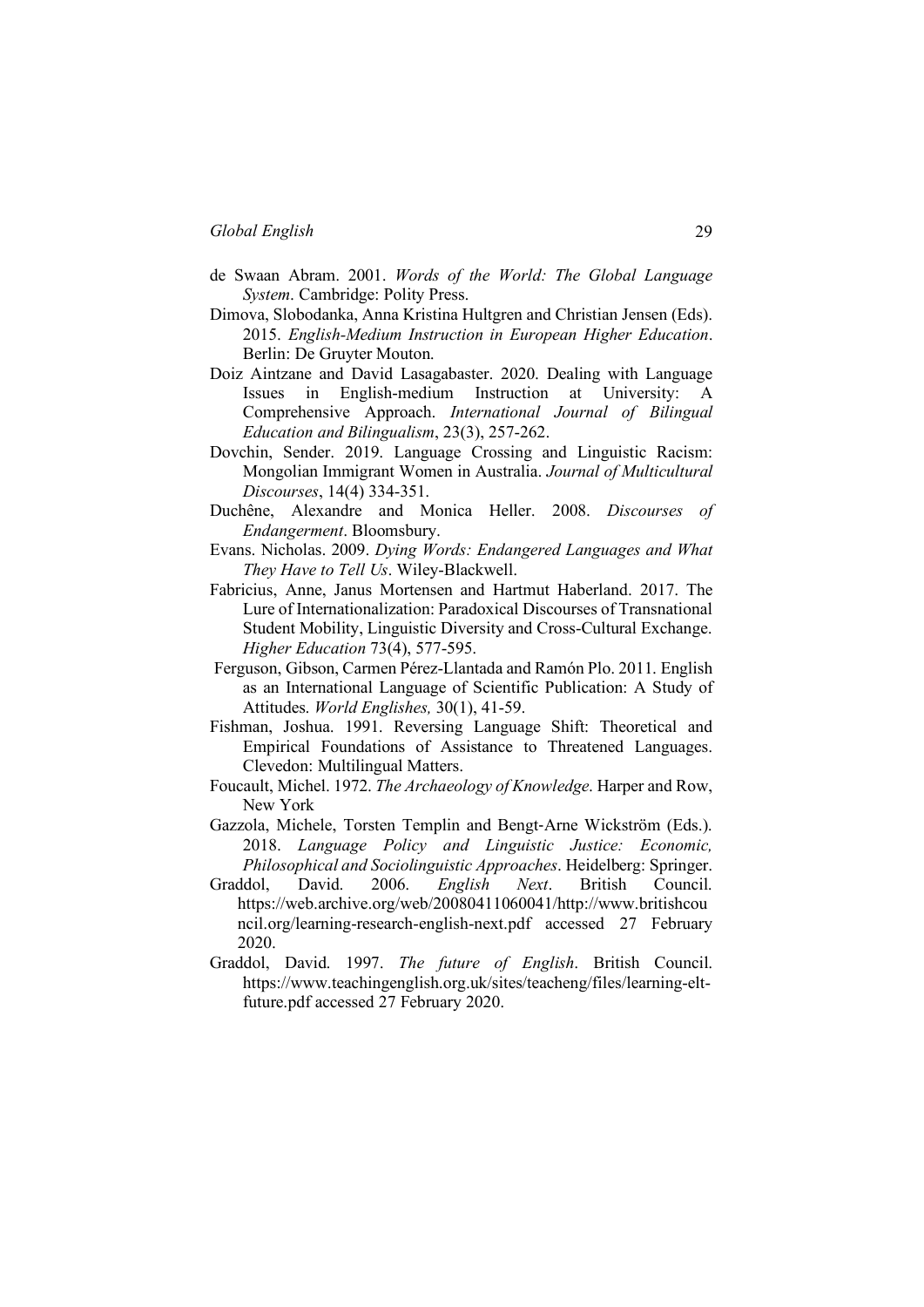de Swaan Abram. 2001. *Words of the World: The Global Language System*. Cambridge: Polity Press.

Dimova, Slobodanka, Anna Kristina Hultgren and Christian Jensen (Eds). 2015. *English-Medium Instruction in European Higher Education*. Berlin: De Gruyter Mouton.

Doiz Aintzane and David Lasagabaster. 2020. Dealing with Language Issues in English-medium Instruction at University: A Comprehensive Approach. *International Journal of Bilingual Education and Bilingualism*, 23(3), 257-262.

Dovchin, Sender. 2019. Language Crossing and Linguistic Racism: Mongolian Immigrant Women in Australia. *Journal of Multicultural Discourses*, 14(4) 334-351.

Duchêne, Alexandre and Monica Heller. 2008. *Discourses of Endangerment*. Bloomsbury.

Evans. Nicholas. 2009. *Dying Words: Endangered Languages and What They Have to Tell Us*. Wiley-Blackwell.

Fabricius, Anne, Janus Mortensen and Hartmut Haberland. 2017. The Lure of Internationalization: Paradoxical Discourses of Transnational Student Mobility, Linguistic Diversity and Cross-Cultural Exchange. *Higher Education* 73(4), 577-595.

Ferguson, Gibson, Carmen Pérez-Llantada and Ramón Plo. 2011. English as an International Language of Scientific Publication: A Study of Attitudes. *World Englishes,* 30(1), 41-59.

Fishman, Joshua. 1991. Reversing Language Shift: Theoretical and Empirical Foundations of Assistance to Threatened Languages. Clevedon: Multilingual Matters.

Foucault, Michel. 1972. *The Archaeology of Knowledge*. Harper and Row, New York

Gazzola, Michele, Torsten Templin and Bengt-Arne Wickström (Eds.). 2018. *Language Policy and Linguistic Justice: Economic, Philosophical and Sociolinguistic Approaches*. Heidelberg: Springer.

Graddol, David. 2006. *English Next*. British Council. https://web.archive.org/web/20080411060041/http://www.britishcouncil.org/learning-research-english-next.pdf accessed 27 February 2020.

Graddol, David. 1997. *The future of English*. British Council. https://www.teachingenglish.org.uk/sites/teacheng/files/learning-elt-future.pdf accessed 27 February 2020.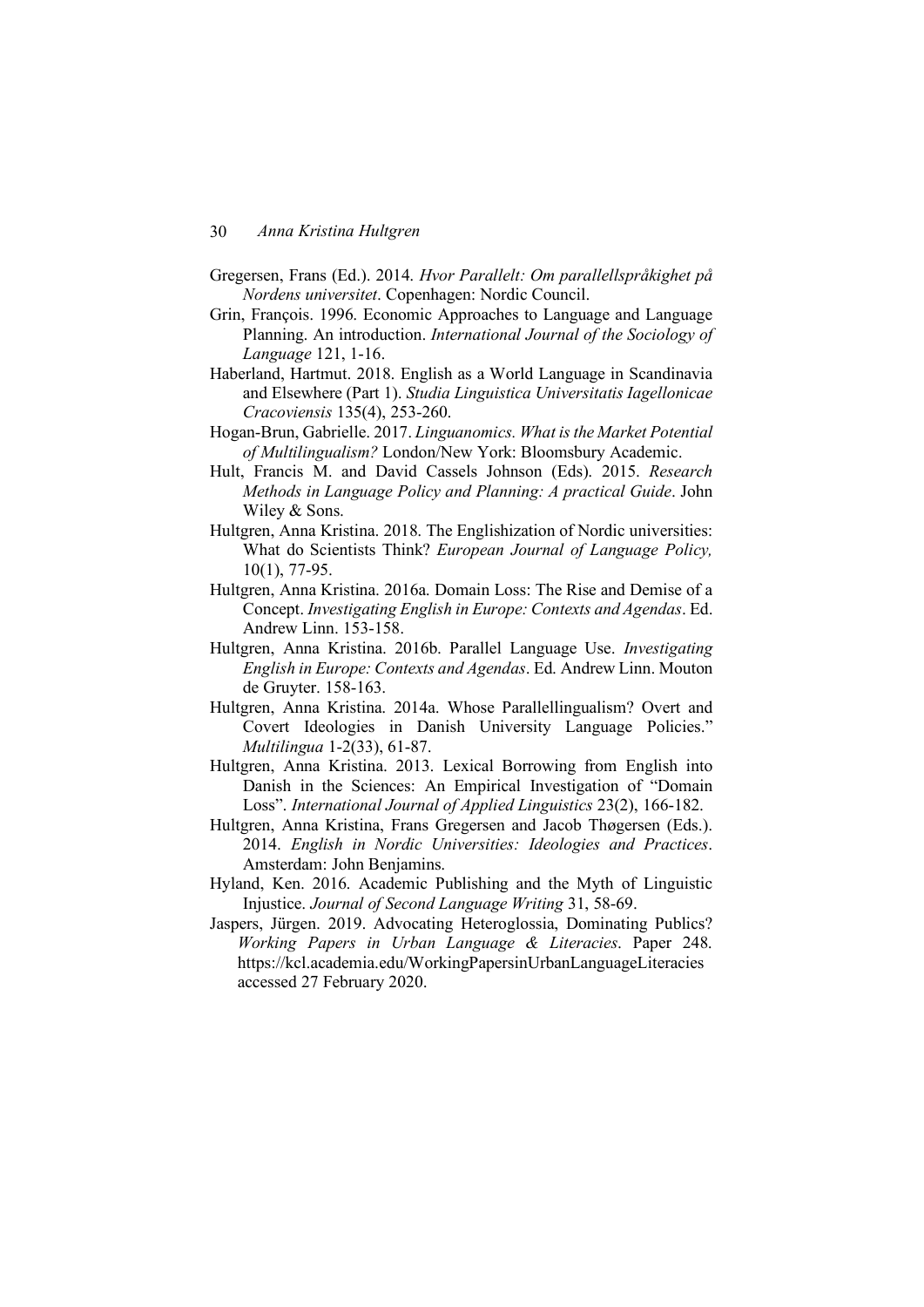Gregersen, Frans (Ed.). 2014. *Hvor Parallelt: Om parallellspråkighet på Nordens universitet*. Copenhagen: Nordic Council.

Grin, François. 1996. Economic Approaches to Language and Language Planning. An introduction. *International Journal of the Sociology of Language* 121, 1-16.

Haberland, Hartmut. 2018. English as a World Language in Scandinavia and Elsewhere (Part 1). *Studia Linguistica Universitatis Iagellonicae Cracoviensis* 135(4), 253-260.

Hogan-Brun, Gabrielle. 2017. *Linguanomics. What is the Market Potential of Multilingualism?* London/New York: Bloomsbury Academic.

Hult, Francis M. and David Cassels Johnson (Eds). 2015. *Research Methods in Language Policy and Planning: A practical Guide*. John Wiley & Sons.

Hultgren, Anna Kristina. 2018. The Englishization of Nordic universities: What do Scientists Think? *European Journal of Language Policy,* 10(1), 77-95.

Hultgren, Anna Kristina. 2016a. Domain Loss: The Rise and Demise of a Concept. *Investigating English in Europe: Contexts and Agendas*. Ed. Andrew Linn. 153-158.

Hultgren, Anna Kristina. 2016b. Parallel Language Use. *Investigating English in Europe: Contexts and Agendas*. Ed. Andrew Linn. Mouton de Gruyter. 158-163.

Hultgren, Anna Kristina. 2014a. Whose Parallellingualism? Overt and Covert Ideologies in Danish University Language Policies." *Multilingua* 1-2(33), 61-87.

Hultgren, Anna Kristina. 2013. Lexical Borrowing from English into Danish in the Sciences: An Empirical Investigation of "Domain Loss". *International Journal of Applied Linguistics* 23(2), 166-182.

Hultgren, Anna Kristina, Frans Gregersen and Jacob Thøgersen (Eds.). 2014. *English in Nordic Universities: Ideologies and Practices*. Amsterdam: John Benjamins.

Hyland, Ken. 2016. Academic Publishing and the Myth of Linguistic Injustice. *Journal of Second Language Writing* 31, 58-69.

Jaspers, Jürgen. 2019. Advocating Heteroglossia, Dominating Publics? *Working Papers in Urban Language & Literacies*. Paper 248. https://kcl.academia.edu/WorkingPapersinUrbanLanguageLiteracies accessed 27 February 2020.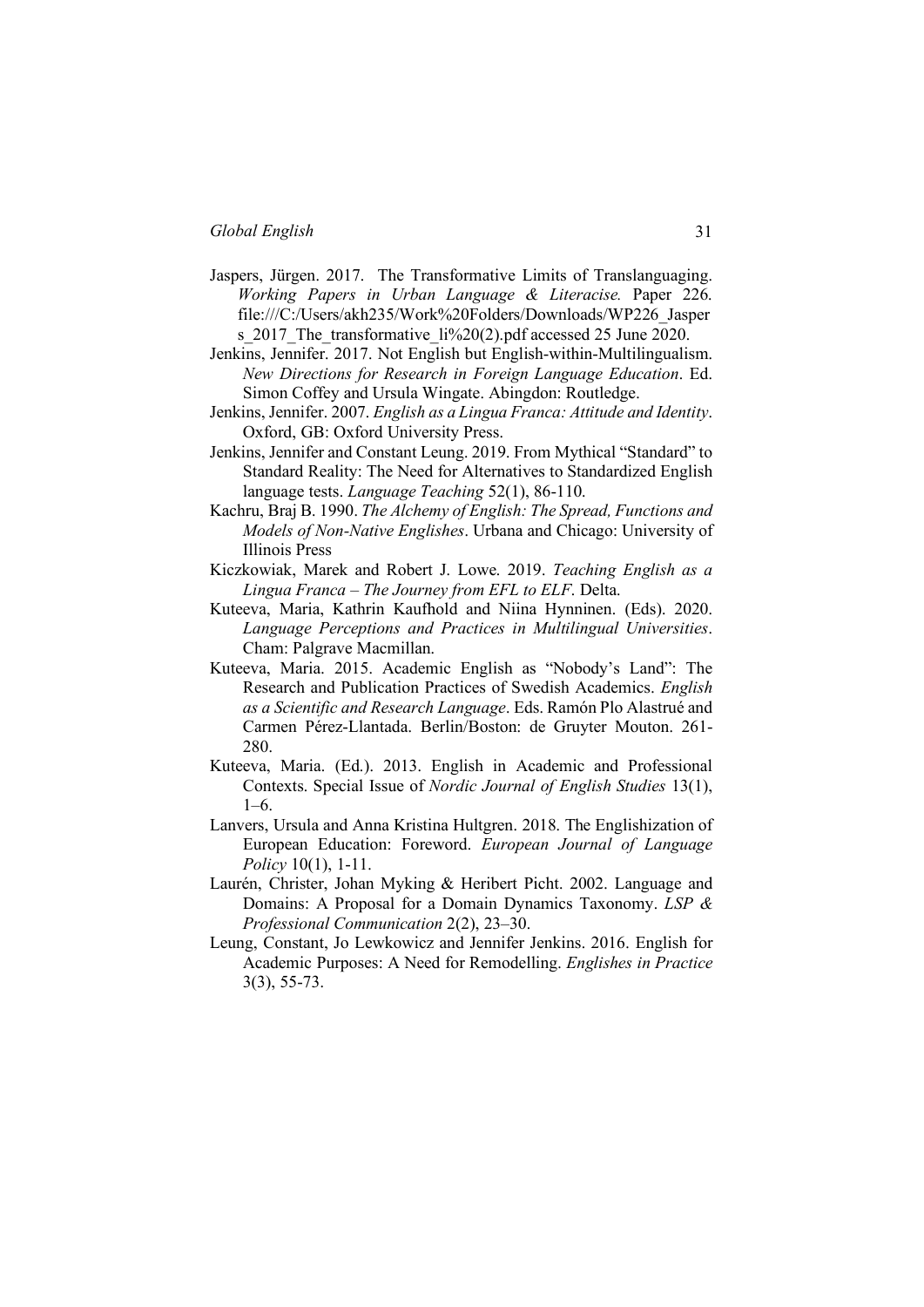Jaspers, Jürgen. 2017. The Transformative Limits of Translanguaging. *Working Papers in Urban Language & Literacise.* Paper 226. file:///C:/Users/akh235/Work%20Folders/Downloads/WP226_Jaspers_2017_The_transformative_li%20(2).pdf accessed 25 June 2020.

Jenkins, Jennifer. 2017. Not English but English-within-Multilingualism. *New Directions for Research in Foreign Language Education*. Ed. Simon Coffey and Ursula Wingate. Abingdon: Routledge.

Jenkins, Jennifer. 2007. *English as a Lingua Franca: Attitude and Identity*. Oxford, GB: Oxford University Press.

Jenkins, Jennifer and Constant Leung. 2019. From Mythical "Standard" to Standard Reality: The Need for Alternatives to Standardized English language tests. *Language Teaching* 52(1), 86-110.

Kachru, Braj B. 1990. *The Alchemy of English: The Spread, Functions and Models of Non-Native Englishes*. Urbana and Chicago: University of Illinois Press

Kiczkowiak, Marek and Robert J. Lowe. 2019. *Teaching English as a Lingua Franca – The Journey from EFL to ELF*. Delta.

Kuteeva, Maria, Kathrin Kaufhold and Niina Hynninen. (Eds). 2020. *Language Perceptions and Practices in Multilingual Universities*. Cham: Palgrave Macmillan.

Kuteeva, Maria. 2015. Academic English as "Nobody's Land": The Research and Publication Practices of Swedish Academics. *English as a Scientific and Research Language*. Eds. Ramón Plo Alastrué and Carmen Pérez-Llantada. Berlin/Boston: de Gruyter Mouton. 261-280.

Kuteeva, Maria. (Ed.). 2013. English in Academic and Professional Contexts. Special Issue of *Nordic Journal of English Studies* 13(1), 1–6.

Lanvers, Ursula and Anna Kristina Hultgren. 2018. The Englishization of European Education: Foreword. *European Journal of Language Policy* 10(1), 1-11.

Laurén, Christer, Johan Myking & Heribert Picht. 2002. Language and Domains: A Proposal for a Domain Dynamics Taxonomy. *LSP & Professional Communication* 2(2), 23–30.

Leung, Constant, Jo Lewkowicz and Jennifer Jenkins. 2016. English for Academic Purposes: A Need for Remodelling. *Englishes in Practice* 3(3), 55-73.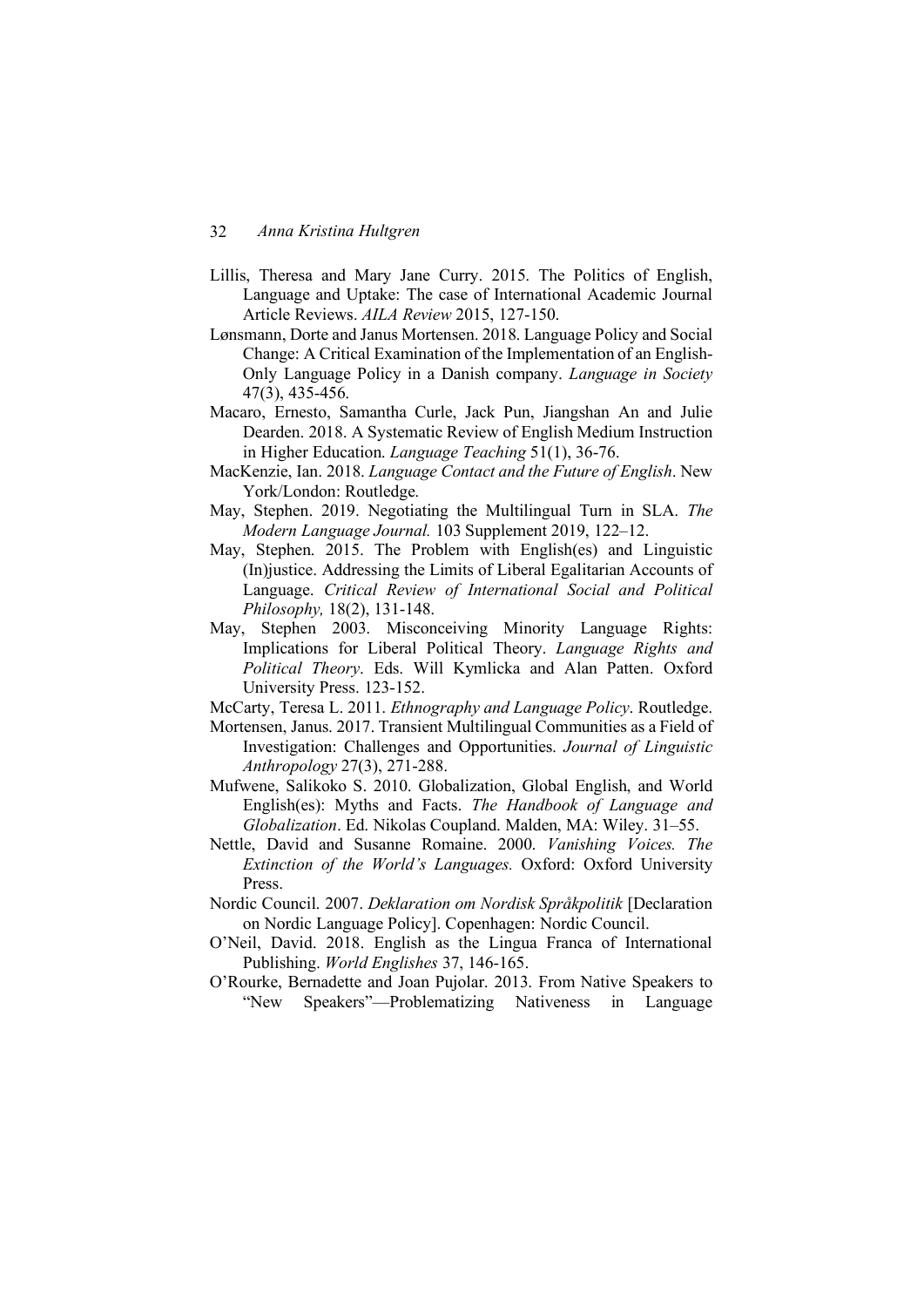Lillis, Theresa and Mary Jane Curry. 2015. The Politics of English, Language and Uptake: The case of International Academic Journal Article Reviews. *AILA Review* 2015, 127-150.

Lønsmann, Dorte and Janus Mortensen. 2018. Language Policy and Social Change: A Critical Examination of the Implementation of an English-Only Language Policy in a Danish company. *Language in Society* 47(3), 435-456.

Macaro, Ernesto, Samantha Curle, Jack Pun, Jiangshan An and Julie Dearden. 2018. A Systematic Review of English Medium Instruction in Higher Education. *Language Teaching* 51(1), 36-76.

MacKenzie, Ian. 2018. *Language Contact and the Future of English*. New York/London: Routledge.

May, Stephen. 2019. Negotiating the Multilingual Turn in SLA. *The Modern Language Journal.* 103 Supplement 2019, 122–12.

May, Stephen. 2015. The Problem with English(es) and Linguistic (In)justice. Addressing the Limits of Liberal Egalitarian Accounts of Language. *Critical Review of International Social and Political Philosophy,* 18(2), 131-148.

May, Stephen 2003. Misconceiving Minority Language Rights: Implications for Liberal Political Theory. *Language Rights and Political Theory*. Eds. Will Kymlicka and Alan Patten. Oxford University Press. 123-152.

McCarty, Teresa L. 2011. *Ethnography and Language Policy*. Routledge.

Mortensen, Janus. 2017. Transient Multilingual Communities as a Field of Investigation: Challenges and Opportunities. *Journal of Linguistic Anthropology* 27(3), 271-288.

Mufwene, Salikoko S. 2010. Globalization, Global English, and World English(es): Myths and Facts. *The Handbook of Language and Globalization*. Ed. Nikolas Coupland. Malden, MA: Wiley. 31–55.

Nettle, David and Susanne Romaine. 2000. *Vanishing Voices. The Extinction of the World's Languages.* Oxford: Oxford University Press.

Nordic Council. 2007. *Deklaration om Nordisk Språkpolitik* [Declaration on Nordic Language Policy]. Copenhagen: Nordic Council.

O'Neil, David. 2018. English as the Lingua Franca of International Publishing. *World Englishes* 37, 146-165.

O'Rourke, Bernadette and Joan Pujolar. 2013. From Native Speakers to "New Speakers"—Problematizing Nativeness in Language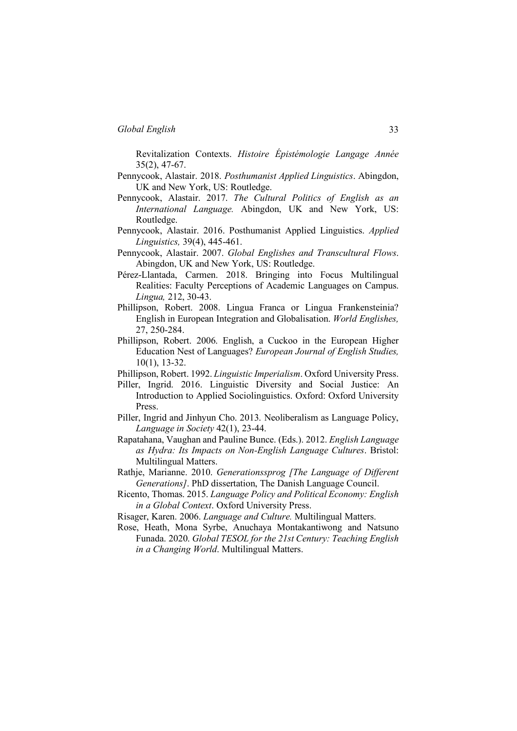Revitalization Contexts. *Histoire Épistémologie Langage Année* 35(2), 47-67.

Pennycook, Alastair. 2018. *Posthumanist Applied Linguistics*. Abingdon, UK and New York, US: Routledge.

Pennycook, Alastair. 2017. *The Cultural Politics of English as an International Language.* Abingdon, UK and New York, US: Routledge.

Pennycook, Alastair. 2016. Posthumanist Applied Linguistics. *Applied Linguistics,* 39(4), 445-461.

Pennycook, Alastair. 2007. *Global Englishes and Transcultural Flows*. Abingdon, UK and New York, US: Routledge.

Pérez-Llantada, Carmen. 2018. Bringing into Focus Multilingual Realities: Faculty Perceptions of Academic Languages on Campus. *Lingua,* 212, 30-43.

Phillipson, Robert. 2008. Lingua Franca or Lingua Frankensteinia? English in European Integration and Globalisation. *World Englishes,* 27, 250-284.

Phillipson, Robert. 2006. English, a Cuckoo in the European Higher Education Nest of Languages? *European Journal of English Studies,* 10(1), 13-32.

Phillipson, Robert. 1992. *Linguistic Imperialism*. Oxford University Press.

Piller, Ingrid. 2016. Linguistic Diversity and Social Justice: An Introduction to Applied Sociolinguistics. Oxford: Oxford University Press.

Piller, Ingrid and Jinhyun Cho. 2013. Neoliberalism as Language Policy, *Language in Society* 42(1), 23-44.

Rapatahana, Vaughan and Pauline Bunce. (Eds.). 2012. *English Language as Hydra: Its Impacts on Non-English Language Cultures*. Bristol: Multilingual Matters.

Rathje, Marianne. 2010. *Generationssprog [The Language of Different Generations]*. PhD dissertation, The Danish Language Council.

Ricento, Thomas. 2015. *Language Policy and Political Economy: English in a Global Context*. Oxford University Press.

Risager, Karen. 2006. *Language and Culture.* Multilingual Matters.

Rose, Heath, Mona Syrbe, Anuchaya Montakantiwong and Natsuno Funada. 2020. *Global TESOL for the 21st Century: Teaching English in a Changing World*. Multilingual Matters.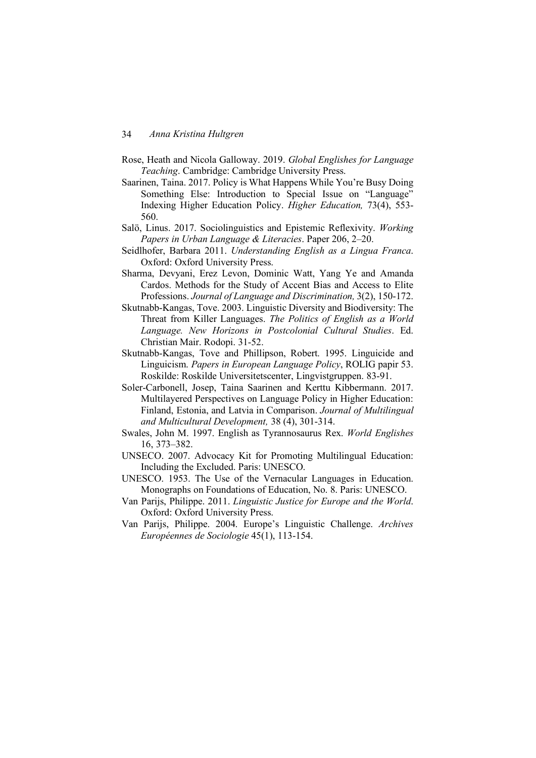Rose, Heath and Nicola Galloway. 2019. *Global Englishes for Language Teaching*. Cambridge: Cambridge University Press.

Saarinen, Taina. 2017. Policy is What Happens While You're Busy Doing Something Else: Introduction to Special Issue on "Language" Indexing Higher Education Policy. *Higher Education,* 73(4), 553-560.

Salö, Linus. 2017. Sociolinguistics and Epistemic Reflexivity. *Working Papers in Urban Language & Literacies*. Paper 206, 2–20.

Seidlhofer, Barbara 2011. *Understanding English as a Lingua Franca*. Oxford: Oxford University Press.

Sharma, Devyani, Erez Levon, Dominic Watt, Yang Ye and Amanda Cardos. Methods for the Study of Accent Bias and Access to Elite Professions. *Journal of Language and Discrimination,* 3(2), 150-172.

Skutnabb-Kangas, Tove. 2003. Linguistic Diversity and Biodiversity: The Threat from Killer Languages. *The Politics of English as a World Language. New Horizons in Postcolonial Cultural Studies*. Ed. Christian Mair. Rodopi. 31-52.

Skutnabb-Kangas, Tove and Phillipson, Robert. 1995. Linguicide and Linguicism. *Papers in European Language Policy*, ROLIG papir 53. Roskilde: Roskilde Universitetscenter, Lingvistgruppen. 83-91.

Soler-Carbonell, Josep, Taina Saarinen and Kerttu Kibbermann. 2017. Multilayered Perspectives on Language Policy in Higher Education: Finland, Estonia, and Latvia in Comparison. *Journal of Multilingual and Multicultural Development,* 38 (4), 301-314.

Swales, John M. 1997. English as Tyrannosaurus Rex. *World Englishes* 16, 373–382.

UNSECO. 2007. Advocacy Kit for Promoting Multilingual Education: Including the Excluded. Paris: UNESCO.

UNESCO. 1953. The Use of the Vernacular Languages in Education. Monographs on Foundations of Education, No. 8. Paris: UNESCO.

Van Parijs, Philippe. 2011. *Linguistic Justice for Europe and the World*. Oxford: Oxford University Press.

Van Parijs, Philippe. 2004. Europe's Linguistic Challenge. *Archives Européennes de Sociologie* 45(1), 113-154.